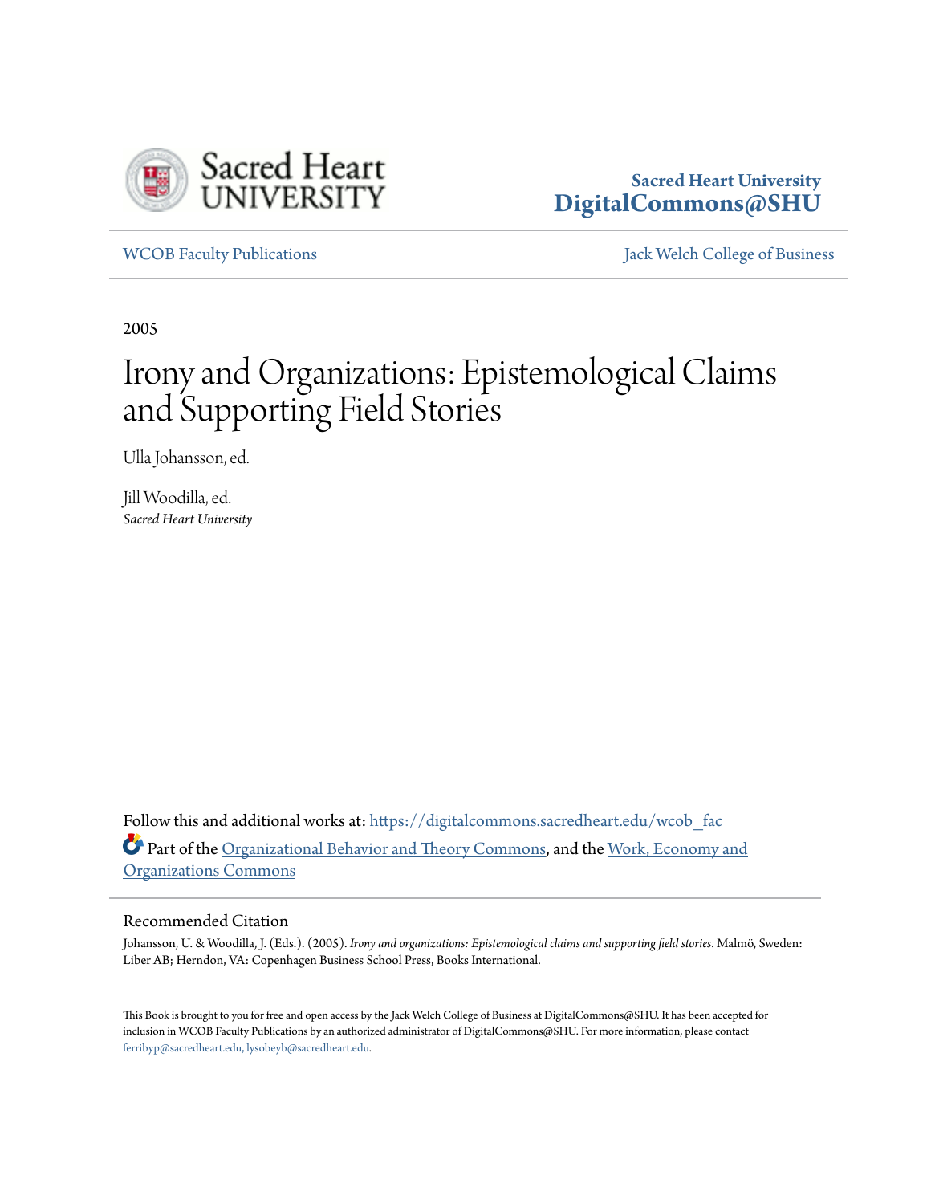Sacred Heart University
**DigitalCommons@SHU**

WCOB Faculty Publications

Jack Welch College of Business

2005

# Irony and Organizations: Epistemological Claims and Supporting Field Stories

Ulla Johansson, ed.

Jill Woodilla, ed.
*Sacred Heart University*

Follow this and additional works at: https://digitalcommons.sacredheart.edu/wcob_fac

Part of the Organizational Behavior and Theory Commons, and the Work, Economy and Organizations Commons

## Recommended Citation

Johansson, U. & Woodilla, J. (Eds.). (2005). *Irony and organizations: Epistemological claims and supporting field stories*. Malmö, Sweden: Liber AB; Herndon, VA: Copenhagen Business School Press, Books International.

This Book is brought to you for free and open access by the Jack Welch College of Business at DigitalCommons@SHU. It has been accepted for inclusion in WCOB Faculty Publications by an authorized administrator of DigitalCommons@SHU. For more information, please contact ferribyp@sacredheart.edu, lysobeyb@sacredheart.edu.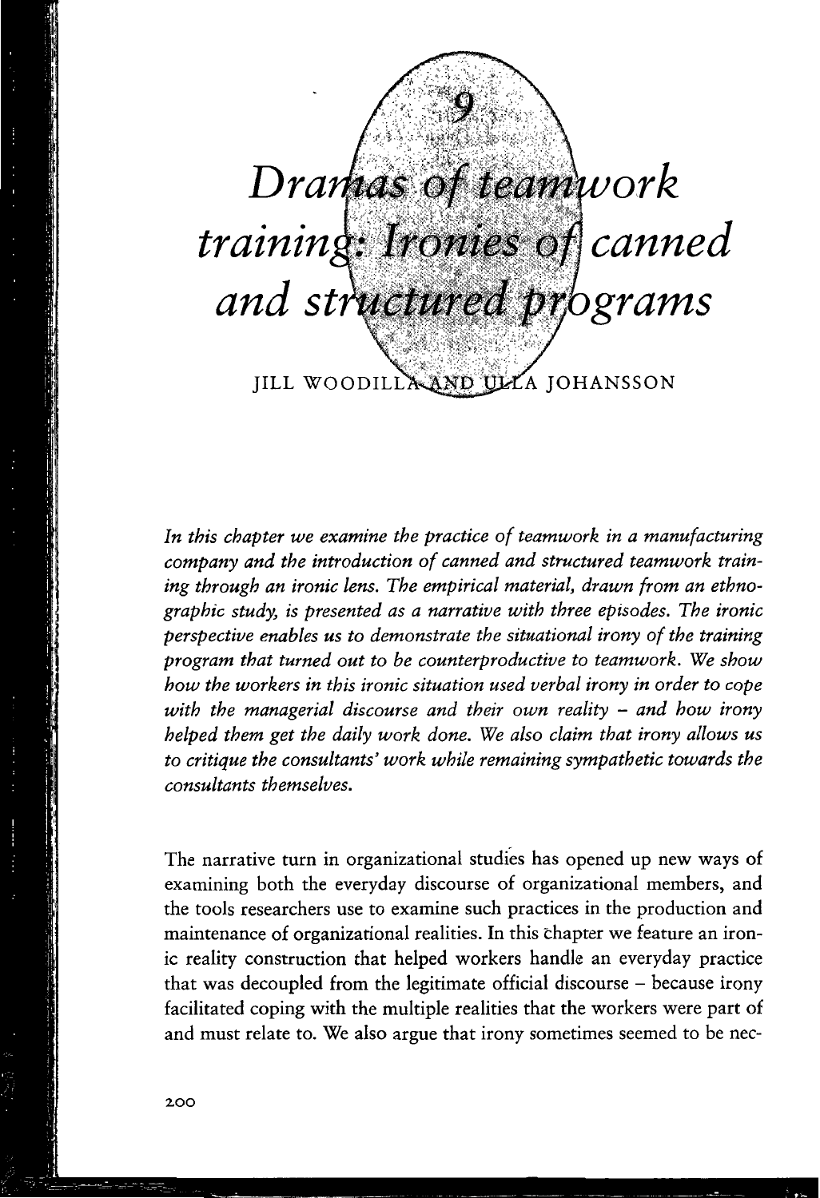# 9

# Dramas of teamwork training: Ironies of canned and structured programs

JILL WOODILLA AND ULLA JOHANSSON

*In this chapter we examine the practice of teamwork in a manufacturing company and the introduction of canned and structured teamwork training through an ironic lens. The empirical material, drawn from an ethnographic study, is presented as a narrative with three episodes. The ironic perspective enables us to demonstrate the situational irony of the training program that turned out to be counterproductive to teamwork. We show how the workers in this ironic situation used verbal irony in order to cope with the managerial discourse and their own reality – and how irony helped them get the daily work done. We also claim that irony allows us to critique the consultants' work while remaining sympathetic towards the consultants themselves.*

The narrative turn in organizational studies has opened up new ways of examining both the everyday discourse of organizational members, and the tools researchers use to examine such practices in the production and maintenance of organizational realities. In this chapter we feature an ironic reality construction that helped workers handle an everyday practice that was decoupled from the legitimate official discourse – because irony facilitated coping with the multiple realities that the workers were part of and must relate to. We also argue that irony sometimes seemed to be nec-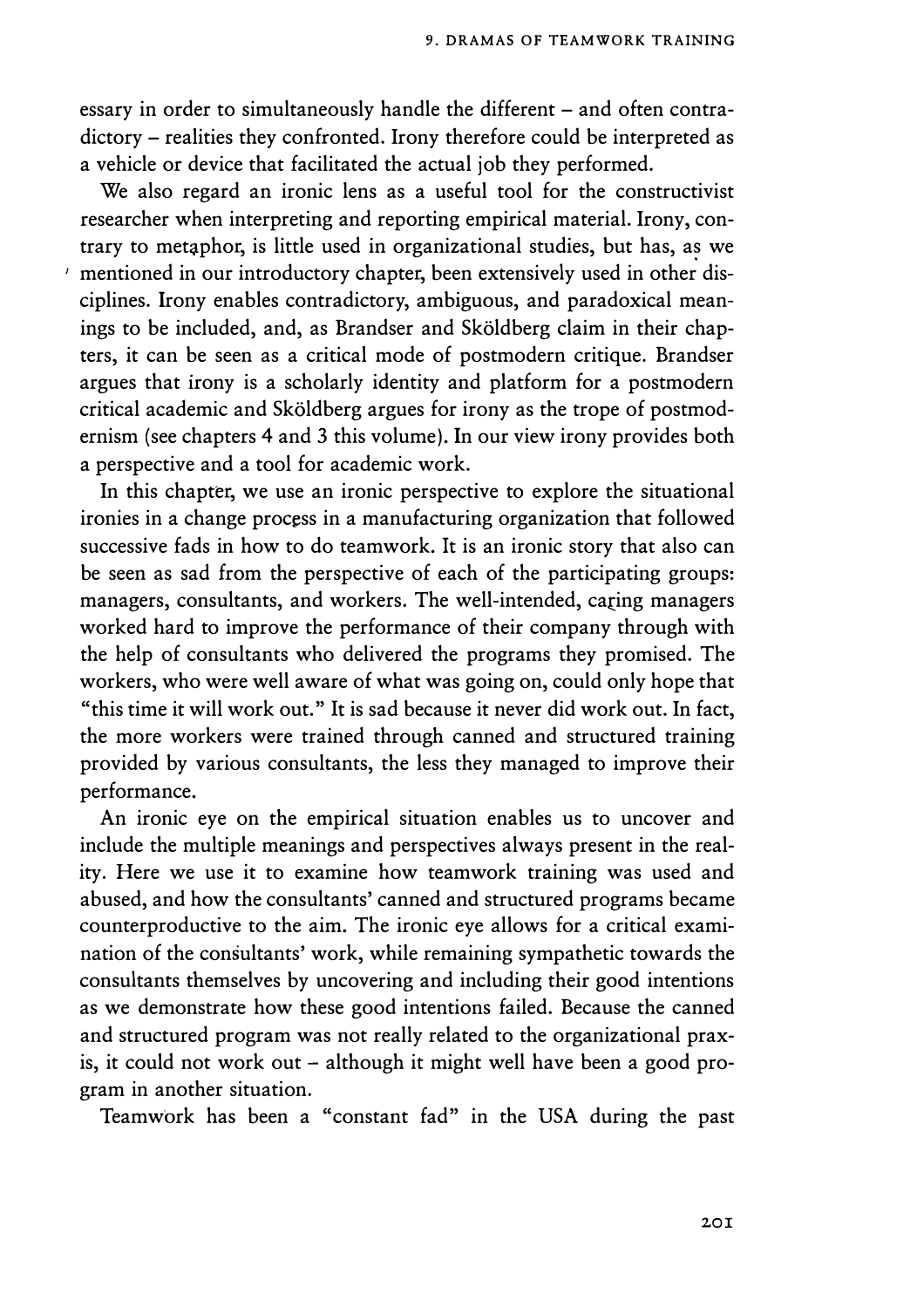essary in order to simultaneously handle the different – and often contradictory – realities they confronted. Irony therefore could be interpreted as a vehicle or device that facilitated the actual job they performed.

We also regard an ironic lens as a useful tool for the constructivist researcher when interpreting and reporting empirical material. Irony, contrary to metaphor, is little used in organizational studies, but has, as we mentioned in our introductory chapter, been extensively used in other disciplines. Irony enables contradictory, ambiguous, and paradoxical meanings to be included, and, as Brandser and Sköldberg claim in their chapters, it can be seen as a critical mode of postmodern critique. Brandser argues that irony is a scholarly identity and platform for a postmodern critical academic and Sköldberg argues for irony as the trope of postmodernism (see chapters 4 and 3 this volume). In our view irony provides both a perspective and a tool for academic work.

In this chapter, we use an ironic perspective to explore the situational ironies in a change process in a manufacturing organization that followed successive fads in how to do teamwork. It is an ironic story that also can be seen as sad from the perspective of each of the participating groups: managers, consultants, and workers. The well-intended, caring managers worked hard to improve the performance of their company through with the help of consultants who delivered the programs they promised. The workers, who were well aware of what was going on, could only hope that "this time it will work out." It is sad because it never did work out. In fact, the more workers were trained through canned and structured training provided by various consultants, the less they managed to improve their performance.

An ironic eye on the empirical situation enables us to uncover and include the multiple meanings and perspectives always present in the reality. Here we use it to examine how teamwork training was used and abused, and how the consultants' canned and structured programs became counterproductive to the aim. The ironic eye allows for a critical examination of the consultants' work, while remaining sympathetic towards the consultants themselves by uncovering and including their good intentions as we demonstrate how these good intentions failed. Because the canned and structured program was not really related to the organizational praxis, it could not work out – although it might well have been a good program in another situation.

Teamwork has been a "constant fad" in the USA during the past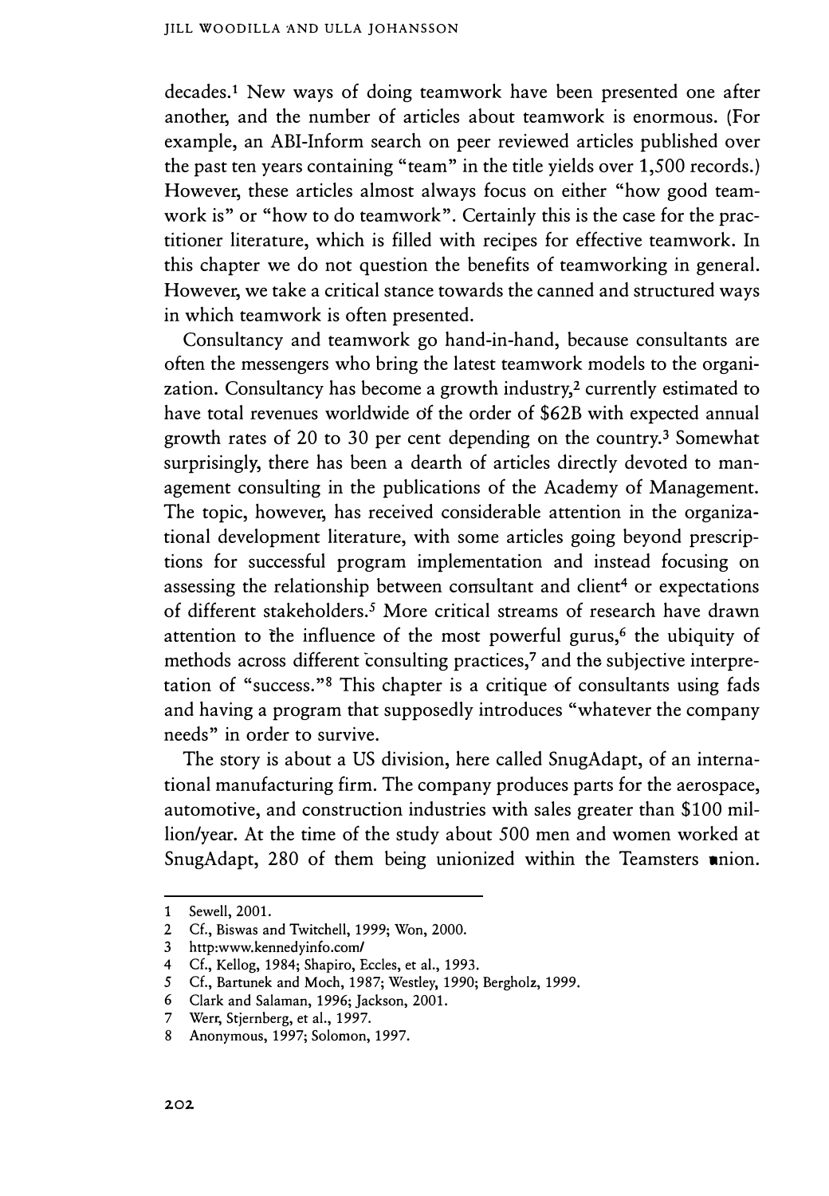decades.[1] New ways of doing teamwork have been presented one after another, and the number of articles about teamwork is enormous. (For example, an ABI-Inform search on peer reviewed articles published over the past ten years containing "team" in the title yields over 1,500 records.) However, these articles almost always focus on either "how good teamwork is" or "how to do teamwork". Certainly this is the case for the practitioner literature, which is filled with recipes for effective teamwork. In this chapter we do not question the benefits of teamworking in general. However, we take a critical stance towards the canned and structured ways in which teamwork is often presented.

Consultancy and teamwork go hand-in-hand, because consultants are often the messengers who bring the latest teamwork models to the organization. Consultancy has become a growth industry,[2] currently estimated to have total revenues worldwide of the order of $62B with expected annual growth rates of 20 to 30 per cent depending on the country.[3] Somewhat surprisingly, there has been a dearth of articles directly devoted to management consulting in the publications of the Academy of Management. The topic, however, has received considerable attention in the organizational development literature, with some articles going beyond prescriptions for successful program implementation and instead focusing on assessing the relationship between consultant and client[4] or expectations of different stakeholders.[5] More critical streams of research have drawn attention to the influence of the most powerful gurus,[6] the ubiquity of methods across different consulting practices,[7] and the subjective interpretation of "success."[8] This chapter is a critique of consultants using fads and having a program that supposedly introduces "whatever the company needs" in order to survive.

The story is about a US division, here called SnugAdapt, of an international manufacturing firm. The company produces parts for the aerospace, automotive, and construction industries with sales greater than $100 million/year. At the time of the study about 500 men and women worked at SnugAdapt, 280 of them being unionized within the Teamsters union.

---

1 Sewell, 2001.
2 Cf., Biswas and Twitchell, 1999; Won, 2000.
3 http:www.kennedyinfo.com/
4 Cf., Kellog, 1984; Shapiro, Eccles, et al., 1993.
5 Cf., Bartunek and Moch, 1987; Westley, 1990; Bergholz, 1999.
6 Clark and Salaman, 1996; Jackson, 2001.
7 Werr, Stjernberg, et al., 1997.
8 Anonymous, 1997; Solomon, 1997.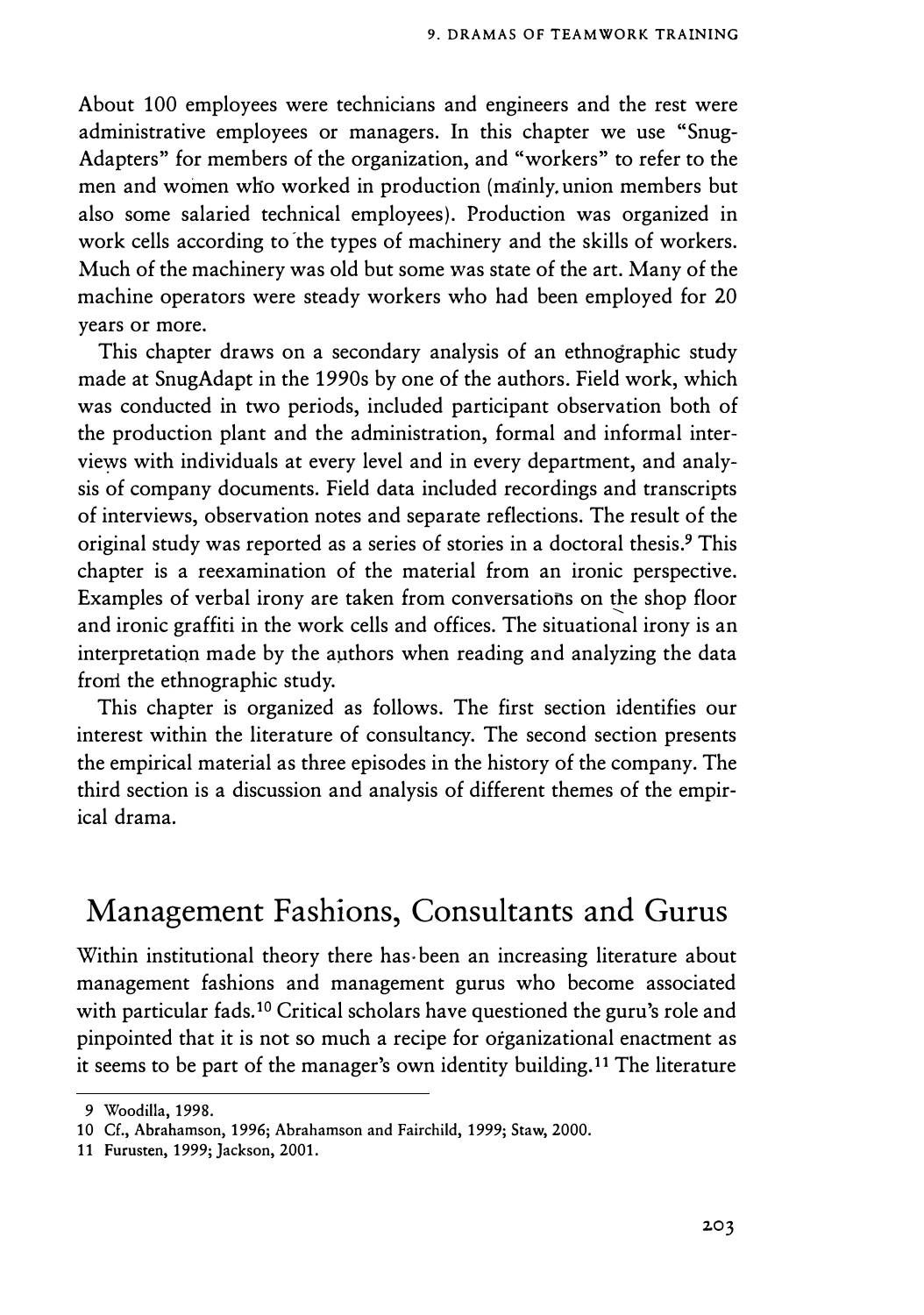About 100 employees were technicians and engineers and the rest were administrative employees or managers. In this chapter we use "Snug-Adapters" for members of the organization, and "workers" to refer to the men and women who worked in production (mainly union members but also some salaried technical employees). Production was organized in work cells according to the types of machinery and the skills of workers. Much of the machinery was old but some was state of the art. Many of the machine operators were steady workers who had been employed for 20 years or more.

This chapter draws on a secondary analysis of an ethnographic study made at SnugAdapt in the 1990s by one of the authors. Field work, which was conducted in two periods, included participant observation both of the production plant and the administration, formal and informal interviews with individuals at every level and in every department, and analysis of company documents. Field data included recordings and transcripts of interviews, observation notes and separate reflections. The result of the original study was reported as a series of stories in a doctoral thesis.[9] This chapter is a reexamination of the material from an ironic perspective. Examples of verbal irony are taken from conversations on the shop floor and ironic graffiti in the work cells and offices. The situational irony is an interpretation made by the authors when reading and analyzing the data from the ethnographic study.

This chapter is organized as follows. The first section identifies our interest within the literature of consultancy. The second section presents the empirical material as three episodes in the history of the company. The third section is a discussion and analysis of different themes of the empirical drama.

## Management Fashions, Consultants and Gurus

Within institutional theory there has been an increasing literature about management fashions and management gurus who become associated with particular fads.[10] Critical scholars have questioned the guru's role and pinpointed that it is not so much a recipe for organizational enactment as it seems to be part of the manager's own identity building.[11] The literature

9 Woodilla, 1998.

10 Cf., Abrahamson, 1996; Abrahamson and Fairchild, 1999; Staw, 2000.

11 Furusten, 1999; Jackson, 2001.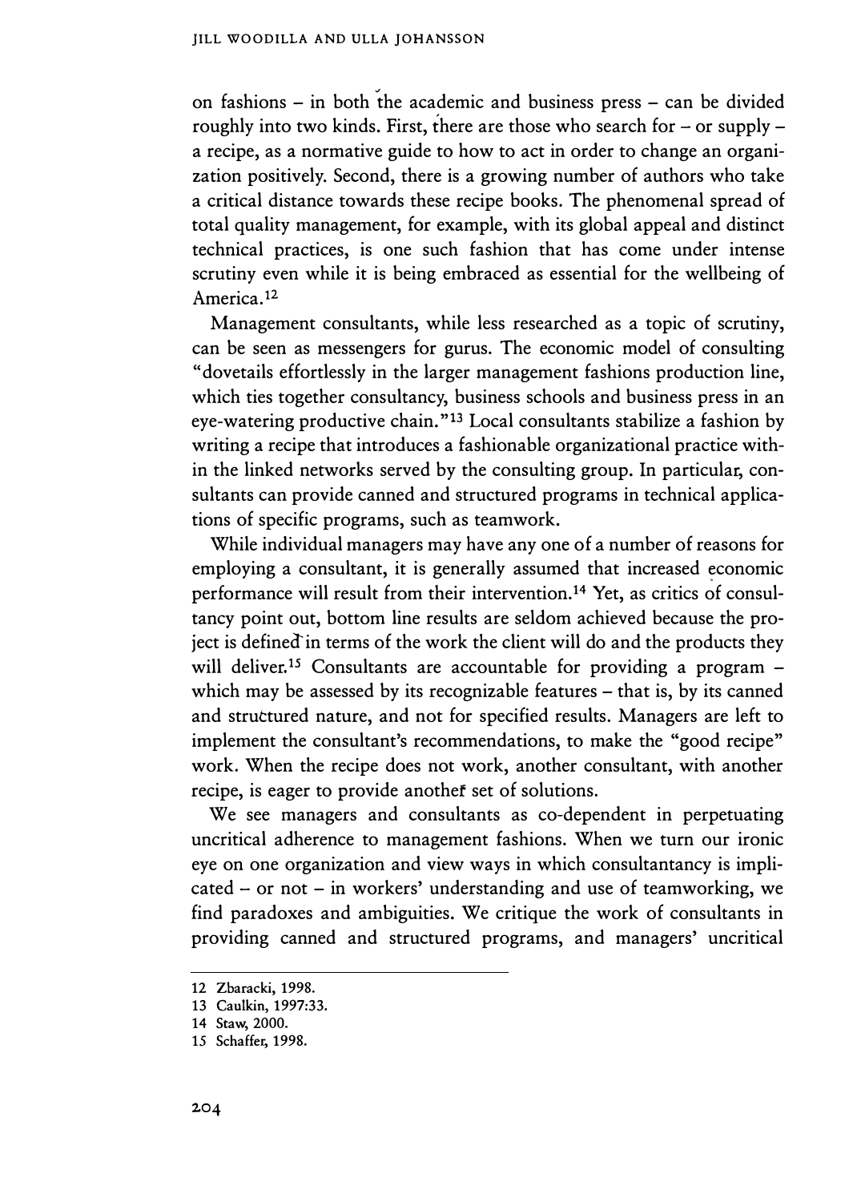on fashions – in both the academic and business press – can be divided roughly into two kinds. First, there are those who search for – or supply – a recipe, as a normative guide to how to act in order to change an organization positively. Second, there is a growing number of authors who take a critical distance towards these recipe books. The phenomenal spread of total quality management, for example, with its global appeal and distinct technical practices, is one such fashion that has come under intense scrutiny even while it is being embraced as essential for the wellbeing of America.[12]

Management consultants, while less researched as a topic of scrutiny, can be seen as messengers for gurus. The economic model of consulting "dovetails effortlessly in the larger management fashions production line, which ties together consultancy, business schools and business press in an eye-watering productive chain."[13] Local consultants stabilize a fashion by writing a recipe that introduces a fashionable organizational practice within the linked networks served by the consulting group. In particular, consultants can provide canned and structured programs in technical applications of specific programs, such as teamwork.

While individual managers may have any one of a number of reasons for employing a consultant, it is generally assumed that increased economic performance will result from their intervention.[14] Yet, as critics of consultancy point out, bottom line results are seldom achieved because the project is defined in terms of the work the client will do and the products they will deliver.[15] Consultants are accountable for providing a program – which may be assessed by its recognizable features – that is, by its canned and structured nature, and not for specified results. Managers are left to implement the consultant's recommendations, to make the "good recipe" work. When the recipe does not work, another consultant, with another recipe, is eager to provide another set of solutions.

We see managers and consultants as co-dependent in perpetuating uncritical adherence to management fashions. When we turn our ironic eye on one organization and view ways in which consultantancy is implicated – or not – in workers' understanding and use of teamworking, we find paradoxes and ambiguities. We critique the work of consultants in providing canned and structured programs, and managers' uncritical

---

12 Zbaracki, 1998.

13 Caulkin, 1997:33.

14 Staw, 2000.

15 Schaffer, 1998.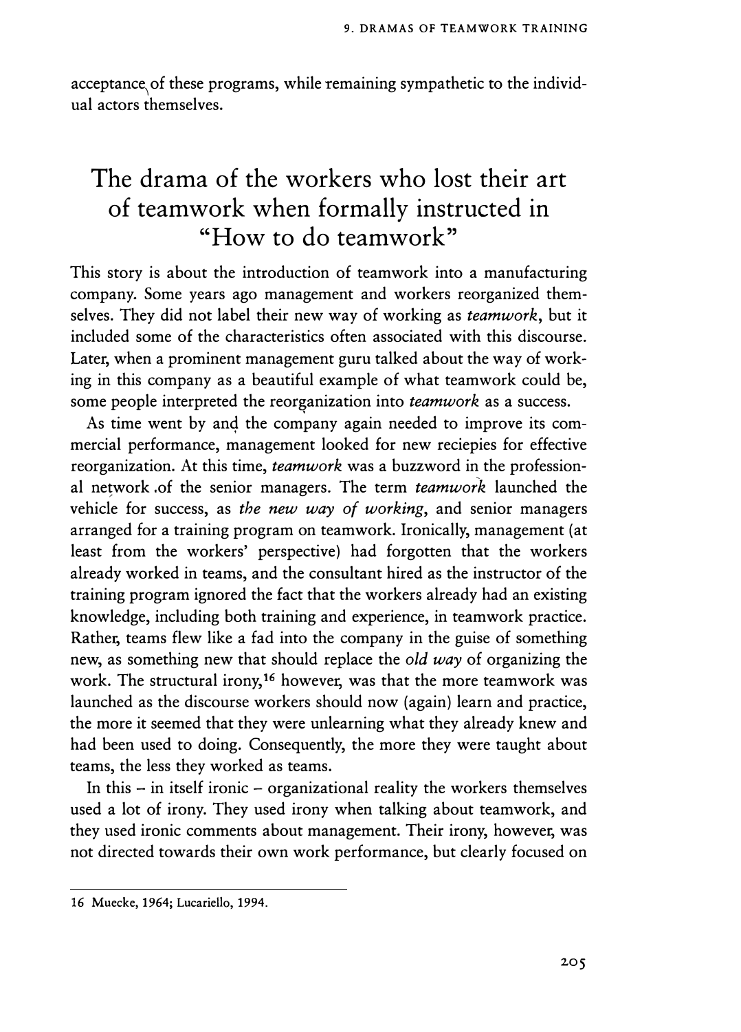acceptance of these programs, while remaining sympathetic to the individual actors themselves.

## The drama of the workers who lost their art of teamwork when formally instructed in "How to do teamwork"

This story is about the introduction of teamwork into a manufacturing company. Some years ago management and workers reorganized themselves. They did not label their new way of working as *teamwork*, but it included some of the characteristics often associated with this discourse. Later, when a prominent management guru talked about the way of working in this company as a beautiful example of what teamwork could be, some people interpreted the reorganization into *teamwork* as a success.

As time went by and the company again needed to improve its commercial performance, management looked for new reciepies for effective reorganization. At this time, *teamwork* was a buzzword in the professional network of the senior managers. The term *teamwork* launched the vehicle for success, as *the new way of working*, and senior managers arranged for a training program on teamwork. Ironically, management (at least from the workers' perspective) had forgotten that the workers already worked in teams, and the consultant hired as the instructor of the training program ignored the fact that the workers already had an existing knowledge, including both training and experience, in teamwork practice. Rather, teams flew like a fad into the company in the guise of something new, as something new that should replace the *old way* of organizing the work. The structural irony,[16] however, was that the more teamwork was launched as the discourse workers should now (again) learn and practice, the more it seemed that they were unlearning what they already knew and had been used to doing. Consequently, the more they were taught about teams, the less they worked as teams.

In this – in itself ironic – organizational reality the workers themselves used a lot of irony. They used irony when talking about teamwork, and they used ironic comments about management. Their irony, however, was not directed towards their own work performance, but clearly focused on

---

16 Muecke, 1964; Lucariello, 1994.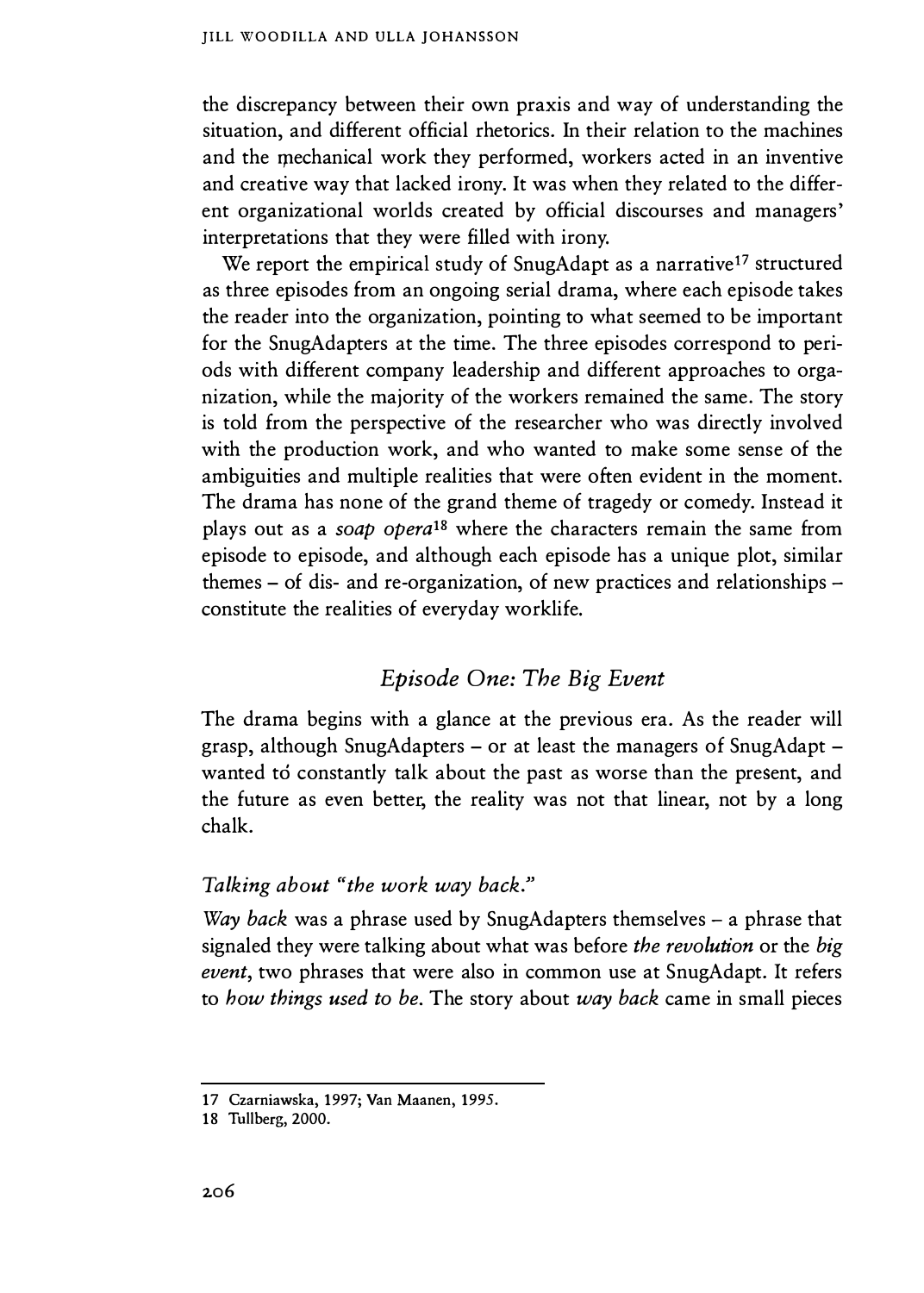the discrepancy between their own praxis and way of understanding the situation, and different official rhetorics. In their relation to the machines and the mechanical work they performed, workers acted in an inventive and creative way that lacked irony. It was when they related to the different organizational worlds created by official discourses and managers' interpretations that they were filled with irony.

We report the empirical study of SnugAdapt as a narrative[17] structured as three episodes from an ongoing serial drama, where each episode takes the reader into the organization, pointing to what seemed to be important for the SnugAdapters at the time. The three episodes correspond to periods with different company leadership and different approaches to organization, while the majority of the workers remained the same. The story is told from the perspective of the researcher who was directly involved with the production work, and who wanted to make some sense of the ambiguities and multiple realities that were often evident in the moment. The drama has none of the grand theme of tragedy or comedy. Instead it plays out as a *soap opera*[18] where the characters remain the same from episode to episode, and although each episode has a unique plot, similar themes – of dis- and re-organization, of new practices and relationships – constitute the realities of everyday worklife.

## *Episode One: The Big Event*

The drama begins with a glance at the previous era. As the reader will grasp, although SnugAdapters – or at least the managers of SnugAdapt – wanted to constantly talk about the past as worse than the present, and the future as even better, the reality was not that linear, not by a long chalk.

### *Talking about "the work way back."*

*Way back* was a phrase used by SnugAdapters themselves – a phrase that signaled they were talking about what was before *the revolution* or the *big event*, two phrases that were also in common use at SnugAdapt. It refers to *how things used to be*. The story about *way back* came in small pieces

17 Czarniawska, 1997; Van Maanen, 1995.

18 Tullberg, 2000.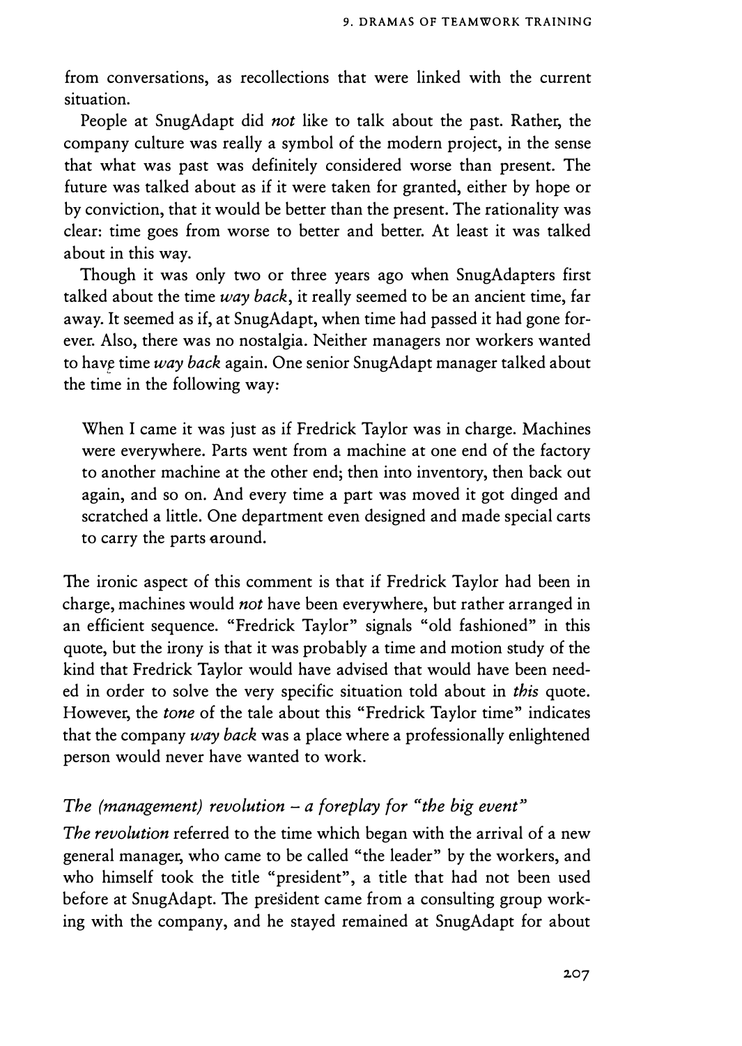from conversations, as recollections that were linked with the current situation.

People at SnugAdapt did *not* like to talk about the past. Rather, the company culture was really a symbol of the modern project, in the sense that what was past was definitely considered worse than present. The future was talked about as if it were taken for granted, either by hope or by conviction, that it would be better than the present. The rationality was clear: time goes from worse to better and better. At least it was talked about in this way.

Though it was only two or three years ago when SnugAdapters first talked about the time *way back*, it really seemed to be an ancient time, far away. It seemed as if, at SnugAdapt, when time had passed it had gone forever. Also, there was no nostalgia. Neither managers nor workers wanted to have time *way back* again. One senior SnugAdapt manager talked about the time in the following way:

> When I came it was just as if Fredrick Taylor was in charge. Machines were everywhere. Parts went from a machine at one end of the factory to another machine at the other end; then into inventory, then back out again, and so on. And every time a part was moved it got dinged and scratched a little. One department even designed and made special carts to carry the parts around.

The ironic aspect of this comment is that if Fredrick Taylor had been in charge, machines would *not* have been everywhere, but rather arranged in an efficient sequence. "Fredrick Taylor" signals "old fashioned" in this quote, but the irony is that it was probably a time and motion study of the kind that Fredrick Taylor would have advised that would have been needed in order to solve the very specific situation told about in *this* quote. However, the *tone* of the tale about this "Fredrick Taylor time" indicates that the company *way back* was a place where a professionally enlightened person would never have wanted to work.

### *The (management) revolution – a foreplay for "the big event"*

*The revolution* referred to the time which began with the arrival of a new general manager, who came to be called "the leader" by the workers, and who himself took the title "president", a title that had not been used before at SnugAdapt. The president came from a consulting group working with the company, and he stayed remained at SnugAdapt for about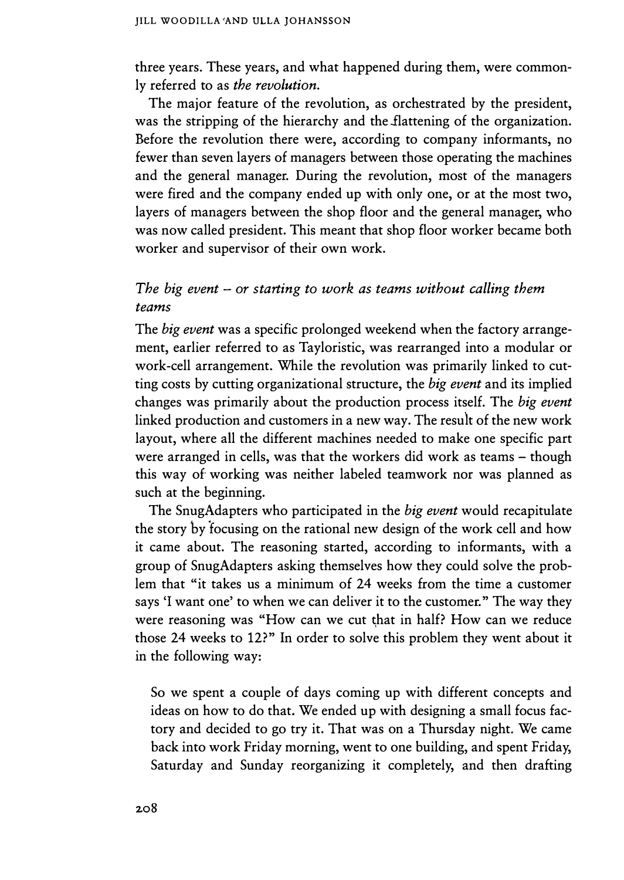three years. These years, and what happened during them, were commonly referred to as *the revolution.*

The major feature of the revolution, as orchestrated by the president, was the stripping of the hierarchy and the flattening of the organization. Before the revolution there were, according to company informants, no fewer than seven layers of managers between those operating the machines and the general manager. During the revolution, most of the managers were fired and the company ended up with only one, or at the most two, layers of managers between the shop floor and the general manager, who was now called president. This meant that shop floor worker became both worker and supervisor of their own work.

### *The big event – or starting to work as teams without calling them teams*

The *big event* was a specific prolonged weekend when the factory arrangement, earlier referred to as Tayloristic, was rearranged into a modular or work-cell arrangement. While the revolution was primarily linked to cutting costs by cutting organizational structure, the *big event* and its implied changes was primarily about the production process itself. The *big event* linked production and customers in a new way. The result of the new work layout, where all the different machines needed to make one specific part were arranged in cells, was that the workers did work as teams – though this way of working was neither labeled teamwork nor was planned as such at the beginning.

The SnugAdapters who participated in the *big event* would recapitulate the story by focusing on the rational new design of the work cell and how it came about. The reasoning started, according to informants, with a group of SnugAdapters asking themselves how they could solve the problem that "it takes us a minimum of 24 weeks from the time a customer says 'I want one' to when we can deliver it to the customer." The way they were reasoning was "How can we cut that in half? How can we reduce those 24 weeks to 12?" In order to solve this problem they went about it in the following way:

> So we spent a couple of days coming up with different concepts and ideas on how to do that. We ended up with designing a small focus factory and decided to go try it. That was on a Thursday night. We came back into work Friday morning, went to one building, and spent Friday, Saturday and Sunday reorganizing it completely, and then drafting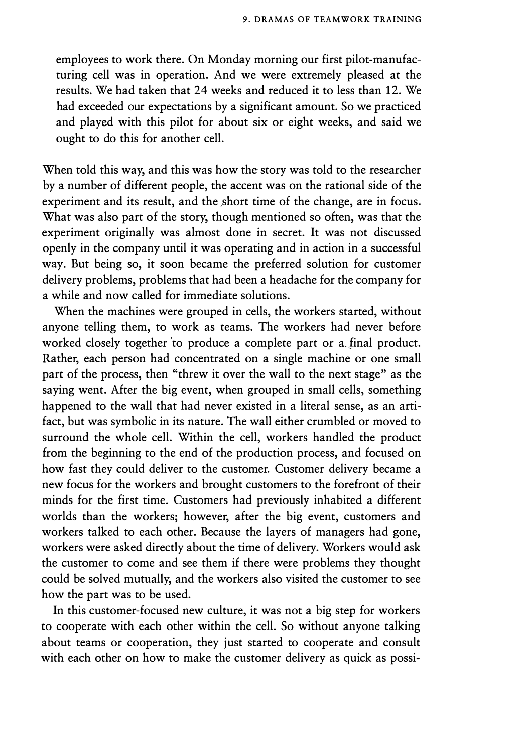> employees to work there. On Monday morning our first pilot-manufacturing cell was in operation. And we were extremely pleased at the results. We had taken that 24 weeks and reduced it to less than 12. We had exceeded our expectations by a significant amount. So we practiced and played with this pilot for about six or eight weeks, and said we ought to do this for another cell.

When told this way, and this was how the story was told to the researcher by a number of different people, the accent was on the rational side of the experiment and its result, and the short time of the change, are in focus. What was also part of the story, though mentioned so often, was that the experiment originally was almost done in secret. It was not discussed openly in the company until it was operating and in action in a successful way. But being so, it soon became the preferred solution for customer delivery problems, problems that had been a headache for the company for a while and now called for immediate solutions.

When the machines were grouped in cells, the workers started, without anyone telling them, to work as teams. The workers had never before worked closely together to produce a complete part or a final product. Rather, each person had concentrated on a single machine or one small part of the process, then "threw it over the wall to the next stage" as the saying went. After the big event, when grouped in small cells, something happened to the wall that had never existed in a literal sense, as an artifact, but was symbolic in its nature. The wall either crumbled or moved to surround the whole cell. Within the cell, workers handled the product from the beginning to the end of the production process, and focused on how fast they could deliver to the customer. Customer delivery became a new focus for the workers and brought customers to the forefront of their minds for the first time. Customers had previously inhabited a different worlds than the workers; however, after the big event, customers and workers talked to each other. Because the layers of managers had gone, workers were asked directly about the time of delivery. Workers would ask the customer to come and see them if there were problems they thought could be solved mutually, and the workers also visited the customer to see how the part was to be used.

In this customer-focused new culture, it was not a big step for workers to cooperate with each other within the cell. So without anyone talking about teams or cooperation, they just started to cooperate and consult with each other on how to make the customer delivery as quick as possi-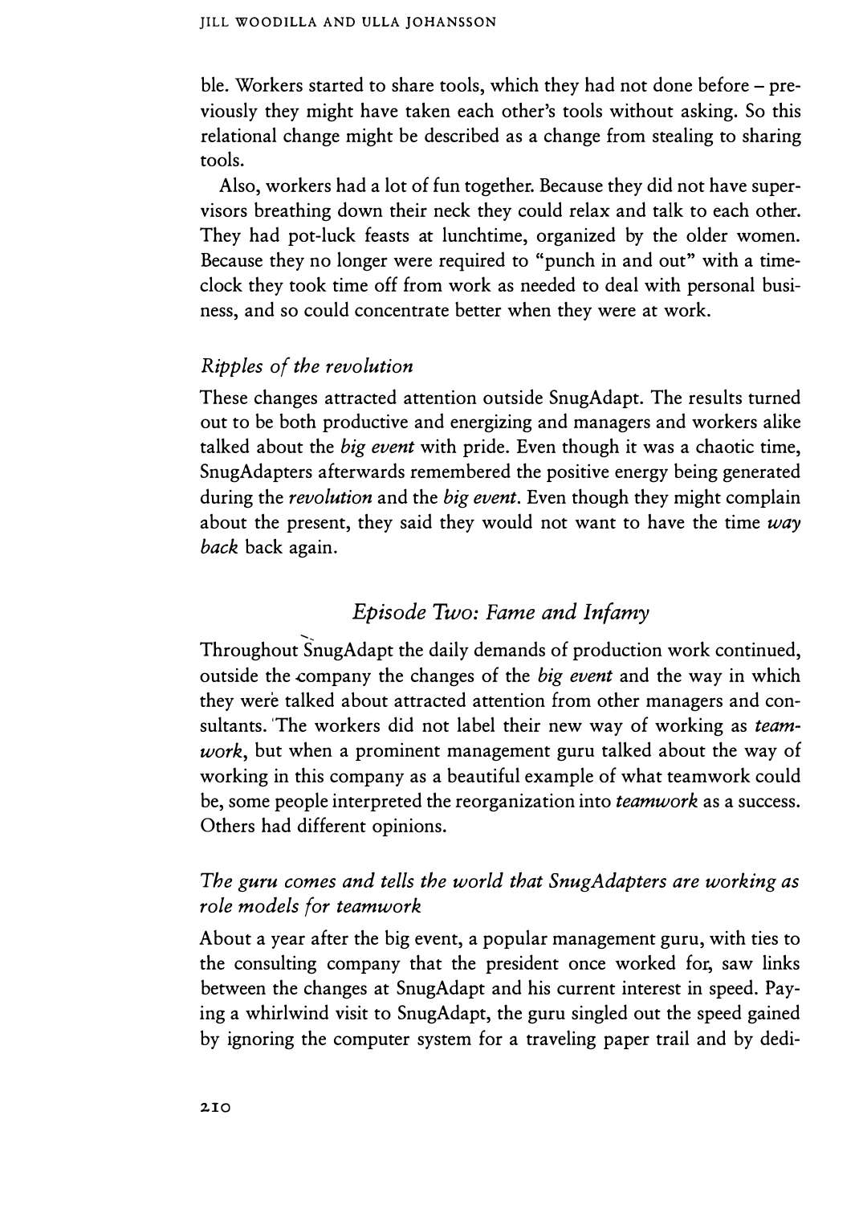ble. Workers started to share tools, which they had not done before – previously they might have taken each other's tools without asking. So this relational change might be described as a change from stealing to sharing tools.

Also, workers had a lot of fun together. Because they did not have supervisors breathing down their neck they could relax and talk to each other. They had pot-luck feasts at lunchtime, organized by the older women. Because they no longer were required to "punch in and out" with a time-clock they took time off from work as needed to deal with personal business, and so could concentrate better when they were at work.

### *Ripples of the revolution*

These changes attracted attention outside SnugAdapt. The results turned out to be both productive and energizing and managers and workers alike talked about the *big event* with pride. Even though it was a chaotic time, SnugAdapters afterwards remembered the positive energy being generated during the *revolution* and the *big event*. Even though they might complain about the present, they said they would not want to have the time *way back* back again.

## *Episode Two: Fame and Infamy*

Throughout SnugAdapt the daily demands of production work continued, outside the company the changes of the *big event* and the way in which they were talked about attracted attention from other managers and consultants. The workers did not label their new way of working as *teamwork*, but when a prominent management guru talked about the way of working in this company as a beautiful example of what teamwork could be, some people interpreted the reorganization into *teamwork* as a success. Others had different opinions.

### *The guru comes and tells the world that SnugAdapters are working as role models for teamwork*

About a year after the big event, a popular management guru, with ties to the consulting company that the president once worked for, saw links between the changes at SnugAdapt and his current interest in speed. Paying a whirlwind visit to SnugAdapt, the guru singled out the speed gained by ignoring the computer system for a traveling paper trail and by dedi-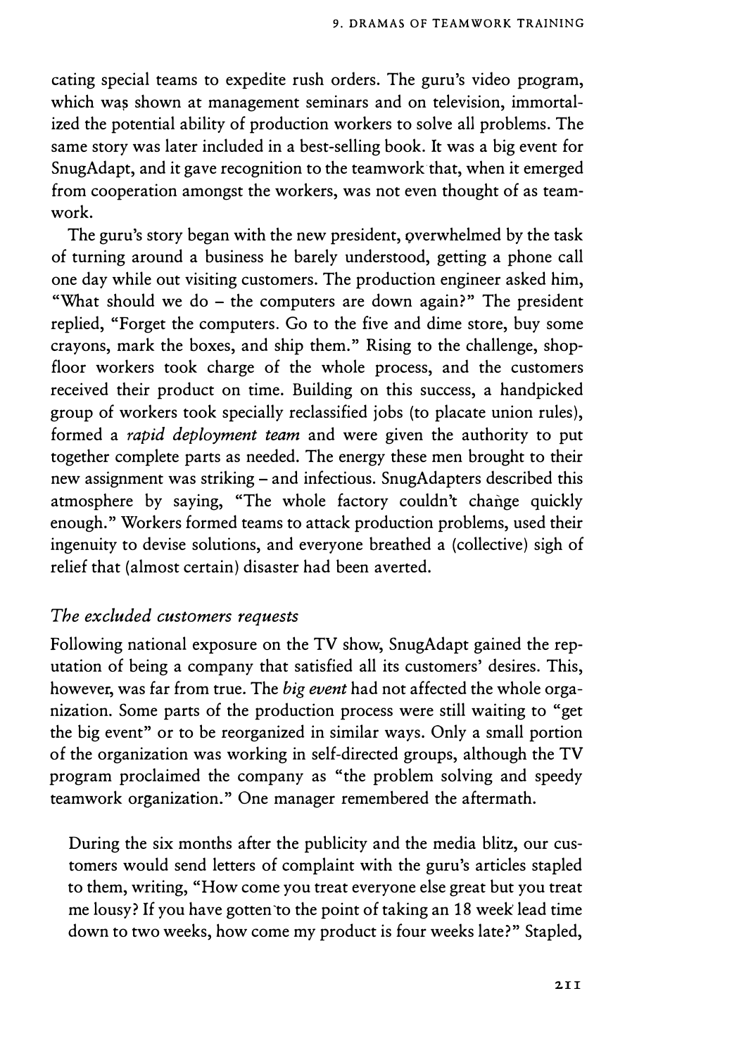cating special teams to expedite rush orders. The guru's video program, which was shown at management seminars and on television, immortalized the potential ability of production workers to solve all problems. The same story was later included in a best-selling book. It was a big event for SnugAdapt, and it gave recognition to the teamwork that, when it emerged from cooperation amongst the workers, was not even thought of as teamwork.

The guru's story began with the new president, overwhelmed by the task of turning around a business he barely understood, getting a phone call one day while out visiting customers. The production engineer asked him, "What should we do – the computers are down again?" The president replied, "Forget the computers. Go to the five and dime store, buy some crayons, mark the boxes, and ship them." Rising to the challenge, shop-floor workers took charge of the whole process, and the customers received their product on time. Building on this success, a handpicked group of workers took specially reclassified jobs (to placate union rules), formed a *rapid deployment team* and were given the authority to put together complete parts as needed. The energy these men brought to their new assignment was striking – and infectious. SnugAdapters described this atmosphere by saying, "The whole factory couldn't change quickly enough." Workers formed teams to attack production problems, used their ingenuity to devise solutions, and everyone breathed a (collective) sigh of relief that (almost certain) disaster had been averted.

### *The excluded customers requests*

Following national exposure on the TV show, SnugAdapt gained the reputation of being a company that satisfied all its customers' desires. This, however, was far from true. The *big event* had not affected the whole organization. Some parts of the production process were still waiting to "get the big event" or to be reorganized in similar ways. Only a small portion of the organization was working in self-directed groups, although the TV program proclaimed the company as "the problem solving and speedy teamwork organization." One manager remembered the aftermath.

> During the six months after the publicity and the media blitz, our customers would send letters of complaint with the guru's articles stapled to them, writing, "How come you treat everyone else great but you treat me lousy? If you have gotten to the point of taking an 18 week lead time down to two weeks, how come my product is four weeks late?" Stapled,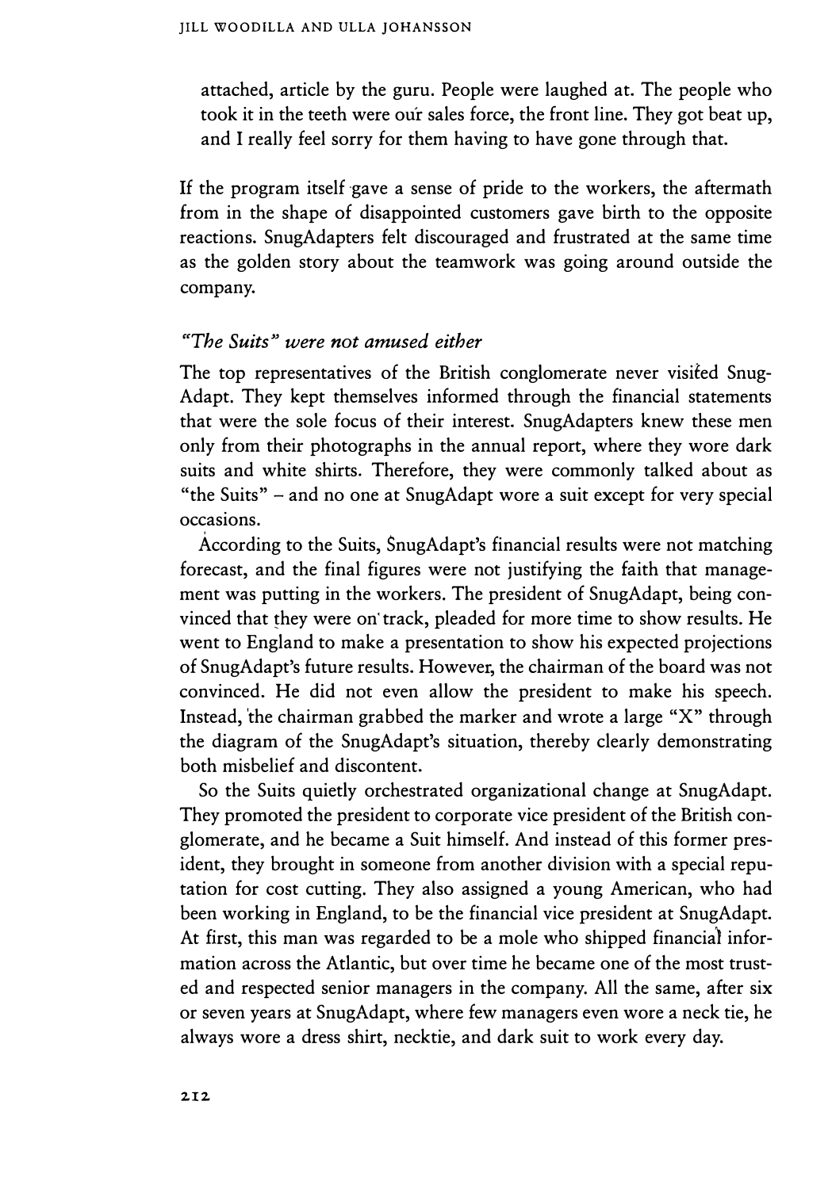attached, article by the guru. People were laughed at. The people who took it in the teeth were our sales force, the front line. They got beat up, and I really feel sorry for them having to have gone through that.

If the program itself gave a sense of pride to the workers, the aftermath from in the shape of disappointed customers gave birth to the opposite reactions. SnugAdapters felt discouraged and frustrated at the same time as the golden story about the teamwork was going around outside the company.

### *"The Suits" were not amused either*

The top representatives of the British conglomerate never visited Snug-Adapt. They kept themselves informed through the financial statements that were the sole focus of their interest. SnugAdapters knew these men only from their photographs in the annual report, where they wore dark suits and white shirts. Therefore, they were commonly talked about as "the Suits" – and no one at SnugAdapt wore a suit except for very special occasions.

According to the Suits, SnugAdapt's financial results were not matching forecast, and the final figures were not justifying the faith that management was putting in the workers. The president of SnugAdapt, being convinced that they were on track, pleaded for more time to show results. He went to England to make a presentation to show his expected projections of SnugAdapt's future results. However, the chairman of the board was not convinced. He did not even allow the president to make his speech. Instead, the chairman grabbed the marker and wrote a large "X" through the diagram of the SnugAdapt's situation, thereby clearly demonstrating both misbelief and discontent.

So the Suits quietly orchestrated organizational change at SnugAdapt. They promoted the president to corporate vice president of the British conglomerate, and he became a Suit himself. And instead of this former president, they brought in someone from another division with a special reputation for cost cutting. They also assigned a young American, who had been working in England, to be the financial vice president at SnugAdapt. At first, this man was regarded to be a mole who shipped financial information across the Atlantic, but over time he became one of the most trusted and respected senior managers in the company. All the same, after six or seven years at SnugAdapt, where few managers even wore a neck tie, he always wore a dress shirt, necktie, and dark suit to work every day.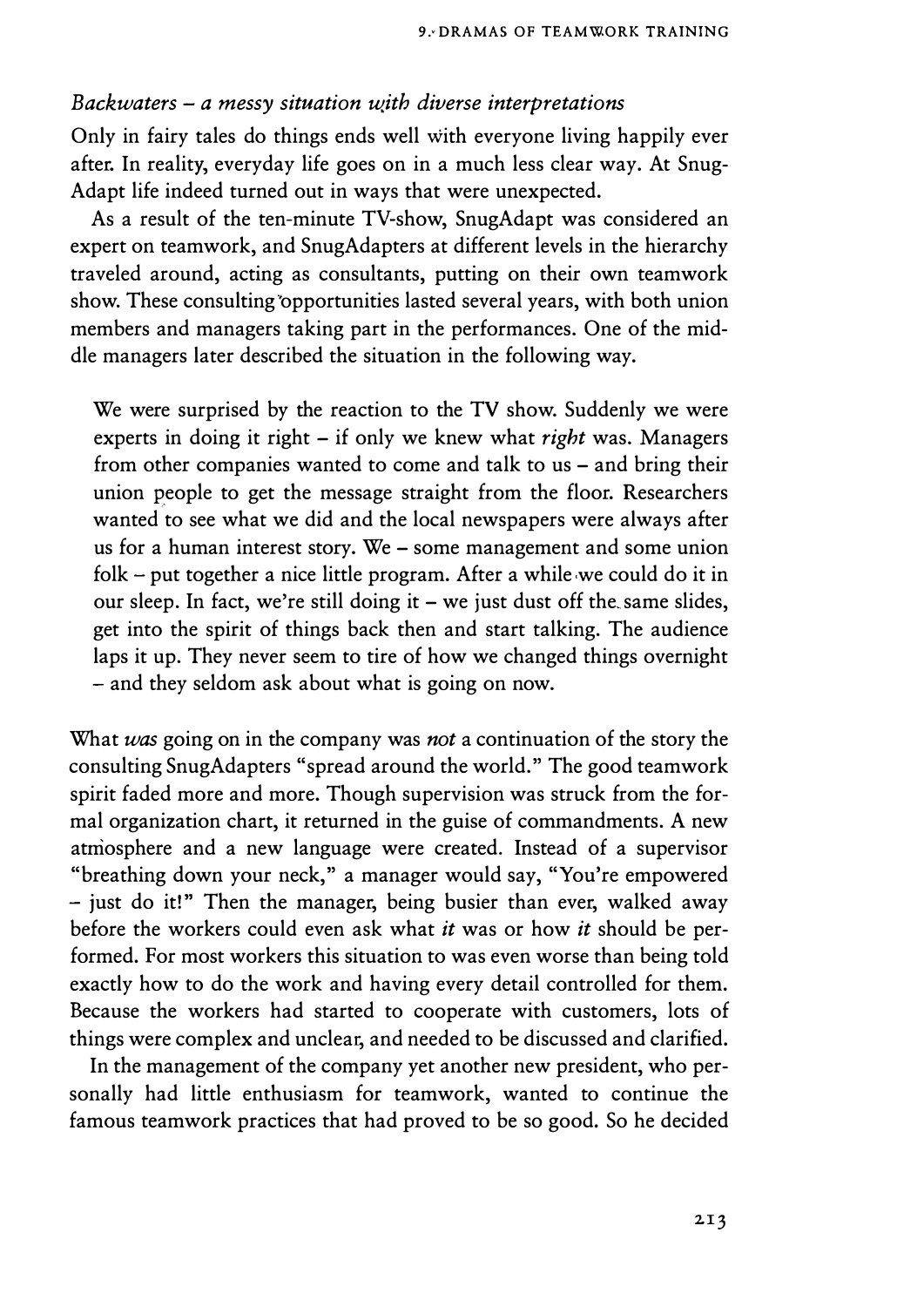*Backwaters – a messy situation with diverse interpretations*

Only in fairy tales do things ends well with everyone living happily ever after. In reality, everyday life goes on in a much less clear way. At SnugAdapt life indeed turned out in ways that were unexpected.

As a result of the ten-minute TV-show, SnugAdapt was considered an expert on teamwork, and SnugAdapters at different levels in the hierarchy traveled around, acting as consultants, putting on their own teamwork show. These consulting opportunities lasted several years, with both union members and managers taking part in the performances. One of the middle managers later described the situation in the following way.

> We were surprised by the reaction to the TV show. Suddenly we were experts in doing it right – if only we knew what *right* was. Managers from other companies wanted to come and talk to us – and bring their union people to get the message straight from the floor. Researchers wanted to see what we did and the local newspapers were always after us for a human interest story. We – some management and some union folk – put together a nice little program. After a while we could do it in our sleep. In fact, we're still doing it – we just dust off the same slides, get into the spirit of things back then and start talking. The audience laps it up. They never seem to tire of how we changed things overnight – and they seldom ask about what is going on now.

What *was* going on in the company was *not* a continuation of the story the consulting SnugAdapters "spread around the world." The good teamwork spirit faded more and more. Though supervision was struck from the formal organization chart, it returned in the guise of commandments. A new atmosphere and a new language were created. Instead of a supervisor "breathing down your neck," a manager would say, "You're empowered – just do it!" Then the manager, being busier than ever, walked away before the workers could even ask what *it* was or how *it* should be performed. For most workers this situation to was even worse than being told exactly how to do the work and having every detail controlled for them. Because the workers had started to cooperate with customers, lots of things were complex and unclear, and needed to be discussed and clarified.

In the management of the company yet another new president, who personally had little enthusiasm for teamwork, wanted to continue the famous teamwork practices that had proved to be so good. So he decided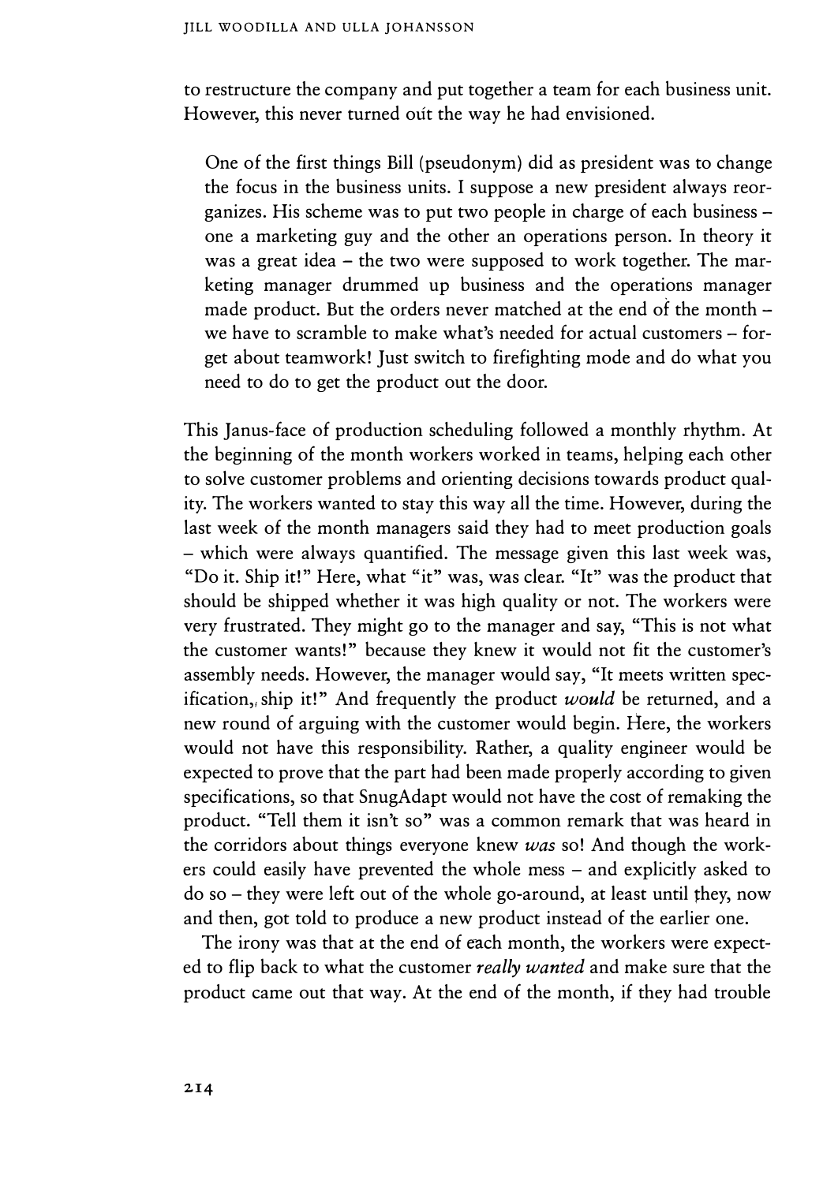to restructure the company and put together a team for each business unit. However, this never turned out the way he had envisioned.

> One of the first things Bill (pseudonym) did as president was to change the focus in the business units. I suppose a new president always reorganizes. His scheme was to put two people in charge of each business – one a marketing guy and the other an operations person. In theory it was a great idea – the two were supposed to work together. The marketing manager drummed up business and the operations manager made product. But the orders never matched at the end of the month – we have to scramble to make what's needed for actual customers – forget about teamwork! Just switch to firefighting mode and do what you need to do to get the product out the door.

This Janus-face of production scheduling followed a monthly rhythm. At the beginning of the month workers worked in teams, helping each other to solve customer problems and orienting decisions towards product quality. The workers wanted to stay this way all the time. However, during the last week of the month managers said they had to meet production goals – which were always quantified. The message given this last week was, "Do it. Ship it!" Here, what "it" was, was clear. "It" was the product that should be shipped whether it was high quality or not. The workers were very frustrated. They might go to the manager and say, "This is not what the customer wants!" because they knew it would not fit the customer's assembly needs. However, the manager would say, "It meets written specification, ship it!" And frequently the product *would* be returned, and a new round of arguing with the customer would begin. Here, the workers would not have this responsibility. Rather, a quality engineer would be expected to prove that the part had been made properly according to given specifications, so that SnugAdapt would not have the cost of remaking the product. "Tell them it isn't so" was a common remark that was heard in the corridors about things everyone knew *was* so! And though the workers could easily have prevented the whole mess – and explicitly asked to do so – they were left out of the whole go-around, at least until they, now and then, got told to produce a new product instead of the earlier one.

The irony was that at the end of each month, the workers were expected to flip back to what the customer *really wanted* and make sure that the product came out that way. At the end of the month, if they had trouble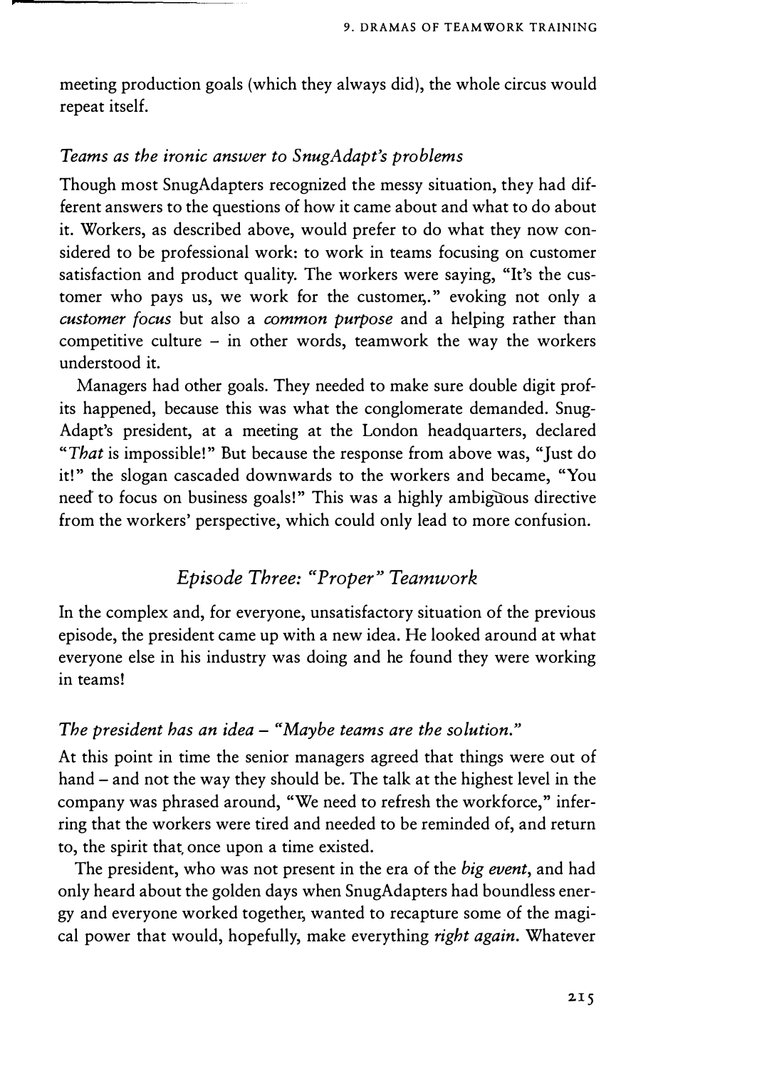meeting production goals (which they always did), the whole circus would repeat itself.

### *Teams as the ironic answer to SnugAdapt's problems*

Though most SnugAdapters recognized the messy situation, they had different answers to the questions of how it came about and what to do about it. Workers, as described above, would prefer to do what they now considered to be professional work: to work in teams focusing on customer satisfaction and product quality. The workers were saying, "It's the customer who pays us, we work for the customer,." evoking not only a *customer focus* but also a *common purpose* and a helping rather than competitive culture – in other words, teamwork the way the workers understood it.

Managers had other goals. They needed to make sure double digit profits happened, because this was what the conglomerate demanded. SnugAdapt's president, at a meeting at the London headquarters, declared "*That* is impossible!" But because the response from above was, "Just do it!" the slogan cascaded downwards to the workers and became, "You need to focus on business goals!" This was a highly ambiguous directive from the workers' perspective, which could only lead to more confusion.

## *Episode Three: "Proper" Teamwork*

In the complex and, for everyone, unsatisfactory situation of the previous episode, the president came up with a new idea. He looked around at what everyone else in his industry was doing and he found they were working in teams!

### *The president has an idea – "Maybe teams are the solution."*

At this point in time the senior managers agreed that things were out of hand – and not the way they should be. The talk at the highest level in the company was phrased around, "We need to refresh the workforce," inferring that the workers were tired and needed to be reminded of, and return to, the spirit that once upon a time existed.

The president, who was not present in the era of the *big event*, and had only heard about the golden days when SnugAdapters had boundless energy and everyone worked together, wanted to recapture some of the magical power that would, hopefully, make everything *right again*. Whatever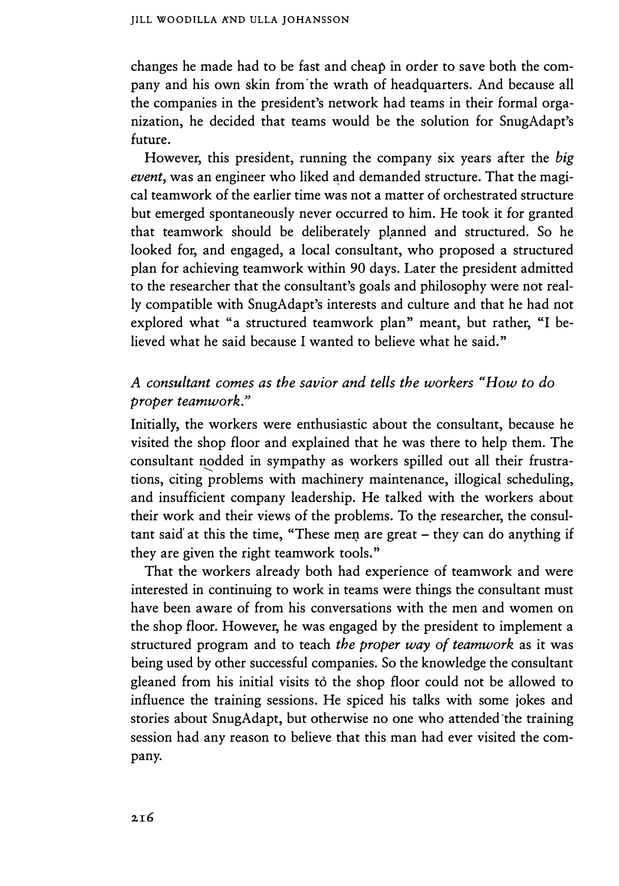changes he made had to be fast and cheap in order to save both the company and his own skin from the wrath of headquarters. And because all the companies in the president's network had teams in their formal organization, he decided that teams would be the solution for SnugAdapt's future.

However, this president, running the company six years after the *big event*, was an engineer who liked and demanded structure. That the magical teamwork of the earlier time was not a matter of orchestrated structure but emerged spontaneously never occurred to him. He took it for granted that teamwork should be deliberately planned and structured. So he looked for, and engaged, a local consultant, who proposed a structured plan for achieving teamwork within 90 days. Later the president admitted to the researcher that the consultant's goals and philosophy were not really compatible with SnugAdapt's interests and culture and that he had not explored what "a structured teamwork plan" meant, but rather, "I believed what he said because I wanted to believe what he said."

### *A consultant comes as the savior and tells the workers "How to do proper teamwork."*

Initially, the workers were enthusiastic about the consultant, because he visited the shop floor and explained that he was there to help them. The consultant nodded in sympathy as workers spilled out all their frustrations, citing problems with machinery maintenance, illogical scheduling, and insufficient company leadership. He talked with the workers about their work and their views of the problems. To the researcher, the consultant said at this the time, "These men are great – they can do anything if they are given the right teamwork tools."

That the workers already both had experience of teamwork and were interested in continuing to work in teams were things the consultant must have been aware of from his conversations with the men and women on the shop floor. However, he was engaged by the president to implement a structured program and to teach *the proper way of teamwork* as it was being used by other successful companies. So the knowledge the consultant gleaned from his initial visits to the shop floor could not be allowed to influence the training sessions. He spiced his talks with some jokes and stories about SnugAdapt, but otherwise no one who attended the training session had any reason to believe that this man had ever visited the company.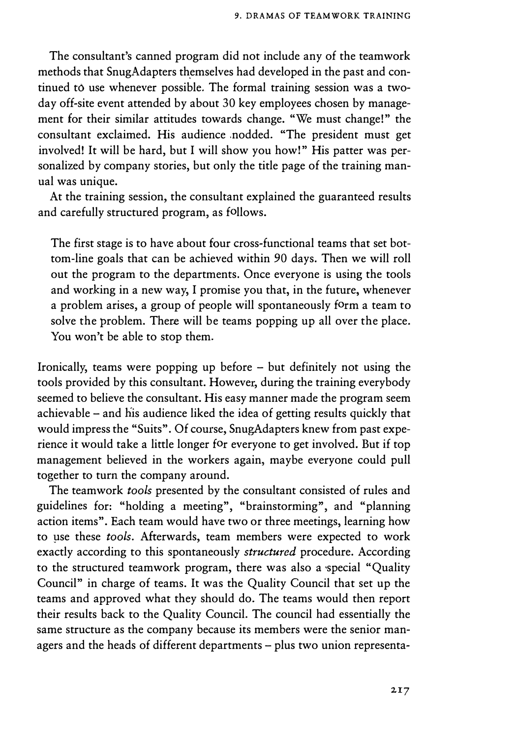The consultant's canned program did not include any of the teamwork methods that SnugAdapters themselves had developed in the past and continued to use whenever possible. The formal training session was a two-day off-site event attended by about 30 key employees chosen by management for their similar attitudes towards change. "We must change!" the consultant exclaimed. His audience nodded. "The president must get involved! It will be hard, but I will show you how!" His patter was personalized by company stories, but only the title page of the training manual was unique.

At the training session, the consultant explained the guaranteed results and carefully structured program, as follows.

> The first stage is to have about four cross-functional teams that set bottom-line goals that can be achieved within 90 days. Then we will roll out the program to the departments. Once everyone is using the tools and working in a new way, I promise you that, in the future, whenever a problem arises, a group of people will spontaneously form a team to solve the problem. There will be teams popping up all over the place. You won't be able to stop them.

Ironically, teams were popping up before – but definitely not using the tools provided by this consultant. However, during the training everybody seemed to believe the consultant. His easy manner made the program seem achievable – and his audience liked the idea of getting results quickly that would impress the "Suits". Of course, SnugAdapters knew from past experience it would take a little longer for everyone to get involved. But if top management believed in the workers again, maybe everyone could pull together to turn the company around.

The teamwork *tools* presented by the consultant consisted of rules and guidelines for: "holding a meeting", "brainstorming", and "planning action items". Each team would have two or three meetings, learning how to use these *tools*. Afterwards, team members were expected to work exactly according to this spontaneously *structured* procedure. According to the structured teamwork program, there was also a special "Quality Council" in charge of teams. It was the Quality Council that set up the teams and approved what they should do. The teams would then report their results back to the Quality Council. The council had essentially the same structure as the company because its members were the senior managers and the heads of different departments – plus two union representa-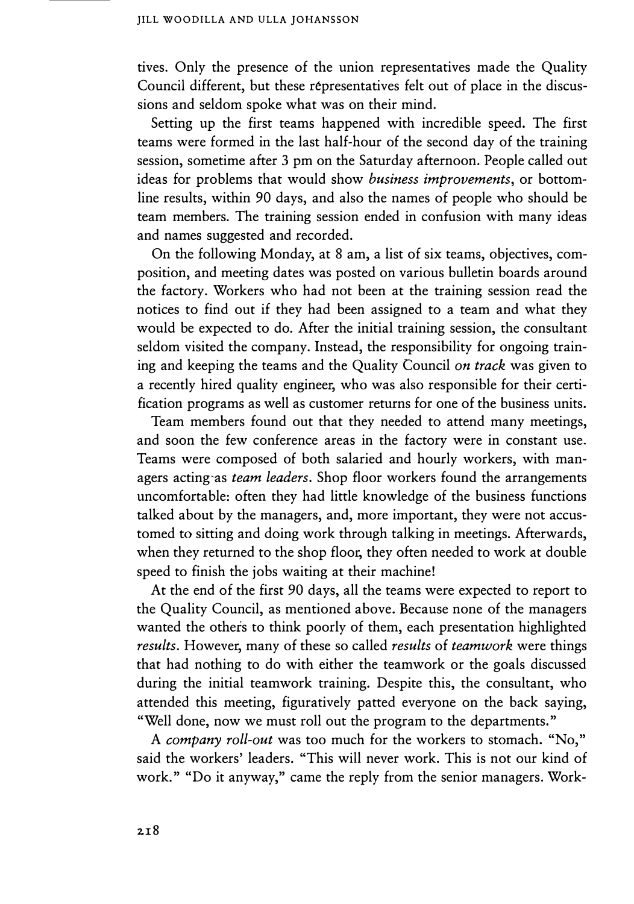tives. Only the presence of the union representatives made the Quality Council different, but these representatives felt out of place in the discussions and seldom spoke what was on their mind.

Setting up the first teams happened with incredible speed. The first teams were formed in the last half-hour of the second day of the training session, sometime after 3 pm on the Saturday afternoon. People called out ideas for problems that would show *business improvements*, or bottom-line results, within 90 days, and also the names of people who should be team members. The training session ended in confusion with many ideas and names suggested and recorded.

On the following Monday, at 8 am, a list of six teams, objectives, composition, and meeting dates was posted on various bulletin boards around the factory. Workers who had not been at the training session read the notices to find out if they had been assigned to a team and what they would be expected to do. After the initial training session, the consultant seldom visited the company. Instead, the responsibility for ongoing training and keeping the teams and the Quality Council *on track* was given to a recently hired quality engineer, who was also responsible for their certification programs as well as customer returns for one of the business units.

Team members found out that they needed to attend many meetings, and soon the few conference areas in the factory were in constant use. Teams were composed of both salaried and hourly workers, with managers acting as *team leaders*. Shop floor workers found the arrangements uncomfortable: often they had little knowledge of the business functions talked about by the managers, and, more important, they were not accustomed to sitting and doing work through talking in meetings. Afterwards, when they returned to the shop floor, they often needed to work at double speed to finish the jobs waiting at their machine!

At the end of the first 90 days, all the teams were expected to report to the Quality Council, as mentioned above. Because none of the managers wanted the others to think poorly of them, each presentation highlighted *results*. However, many of these so called *results* of *teamwork* were things that had nothing to do with either the teamwork or the goals discussed during the initial teamwork training. Despite this, the consultant, who attended this meeting, figuratively patted everyone on the back saying, "Well done, now we must roll out the program to the departments."

A *company roll-out* was too much for the workers to stomach. "No," said the workers' leaders. "This will never work. This is not our kind of work." "Do it anyway," came the reply from the senior managers. Work-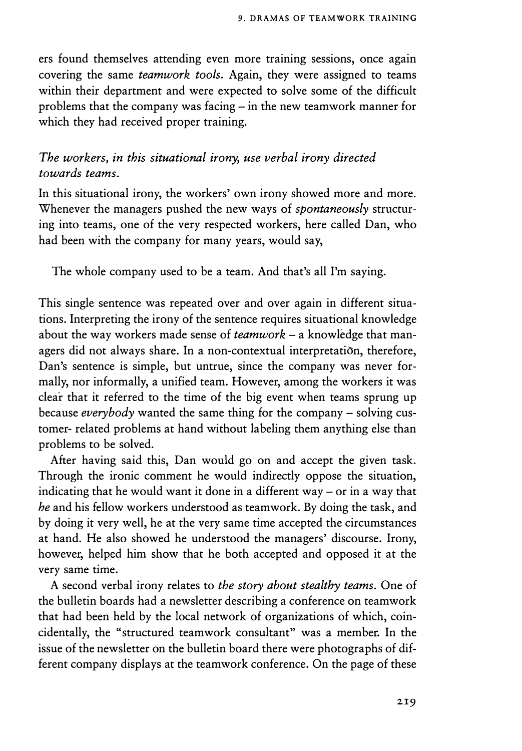ers found themselves attending even more training sessions, once again covering the same *teamwork tools*. Again, they were assigned to teams within their department and were expected to solve some of the difficult problems that the company was facing – in the new teamwork manner for which they had received proper training.

### *The workers, in this situational irony, use verbal irony directed towards teams.*

In this situational irony, the workers' own irony showed more and more. Whenever the managers pushed the new ways of *spontaneously* structuring into teams, one of the very respected workers, here called Dan, who had been with the company for many years, would say,

> The whole company used to be a team. And that's all I'm saying.

This single sentence was repeated over and over again in different situations. Interpreting the irony of the sentence requires situational knowledge about the way workers made sense of *teamwork* – a knowledge that managers did not always share. In a non-contextual interpretation, therefore, Dan's sentence is simple, but untrue, since the company was never formally, nor informally, a unified team. However, among the workers it was clear that it referred to the time of the big event when teams sprung up because *everybody* wanted the same thing for the company – solving customer- related problems at hand without labeling them anything else than problems to be solved.

After having said this, Dan would go on and accept the given task. Through the ironic comment he would indirectly oppose the situation, indicating that he would want it done in a different way – or in a way that *he* and his fellow workers understood as teamwork. By doing the task, and by doing it very well, he at the very same time accepted the circumstances at hand. He also showed he understood the managers' discourse. Irony, however, helped him show that he both accepted and opposed it at the very same time.

A second verbal irony relates to *the story about stealthy teams*. One of the bulletin boards had a newsletter describing a conference on teamwork that had been held by the local network of organizations of which, coincidentally, the "structured teamwork consultant" was a member. In the issue of the newsletter on the bulletin board there were photographs of different company displays at the teamwork conference. On the page of these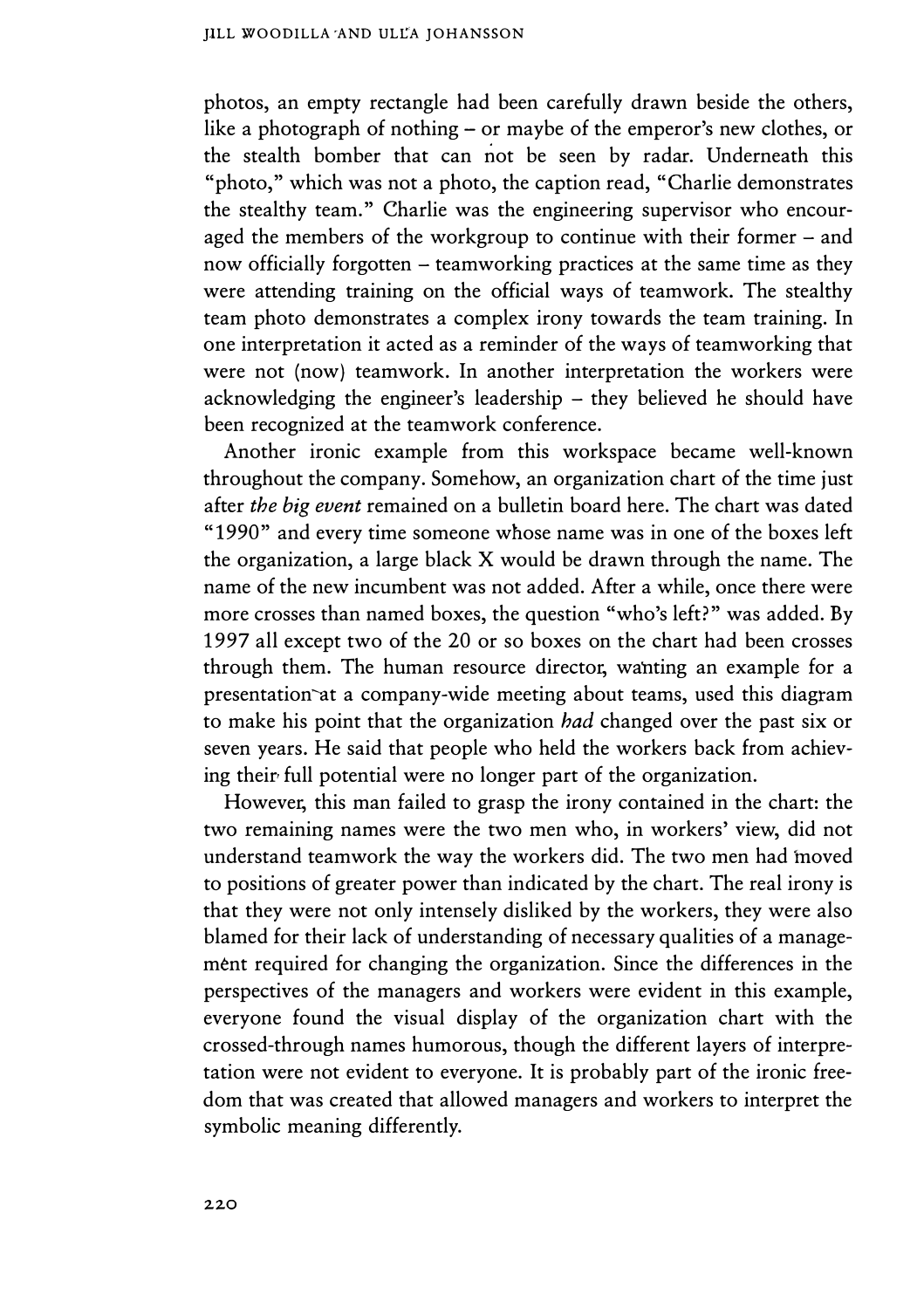photos, an empty rectangle had been carefully drawn beside the others, like a photograph of nothing – or maybe of the emperor's new clothes, or the stealth bomber that can not be seen by radar. Underneath this "photo," which was not a photo, the caption read, "Charlie demonstrates the stealthy team." Charlie was the engineering supervisor who encouraged the members of the workgroup to continue with their former – and now officially forgotten – teamworking practices at the same time as they were attending training on the official ways of teamwork. The stealthy team photo demonstrates a complex irony towards the team training. In one interpretation it acted as a reminder of the ways of teamworking that were not (now) teamwork. In another interpretation the workers were acknowledging the engineer's leadership – they believed he should have been recognized at the teamwork conference.

Another ironic example from this workspace became well-known throughout the company. Somehow, an organization chart of the time just after *the big event* remained on a bulletin board here. The chart was dated "1990" and every time someone whose name was in one of the boxes left the organization, a large black X would be drawn through the name. The name of the new incumbent was not added. After a while, once there were more crosses than named boxes, the question "who's left?" was added. By 1997 all except two of the 20 or so boxes on the chart had been crosses through them. The human resource director, wanting an example for a presentation at a company-wide meeting about teams, used this diagram to make his point that the organization *had* changed over the past six or seven years. He said that people who held the workers back from achieving their full potential were no longer part of the organization.

However, this man failed to grasp the irony contained in the chart: the two remaining names were the two men who, in workers' view, did not understand teamwork the way the workers did. The two men had moved to positions of greater power than indicated by the chart. The real irony is that they were not only intensely disliked by the workers, they were also blamed for their lack of understanding of necessary qualities of a management required for changing the organization. Since the differences in the perspectives of the managers and workers were evident in this example, everyone found the visual display of the organization chart with the crossed-through names humorous, though the different layers of interpretation were not evident to everyone. It is probably part of the ironic freedom that was created that allowed managers and workers to interpret the symbolic meaning differently.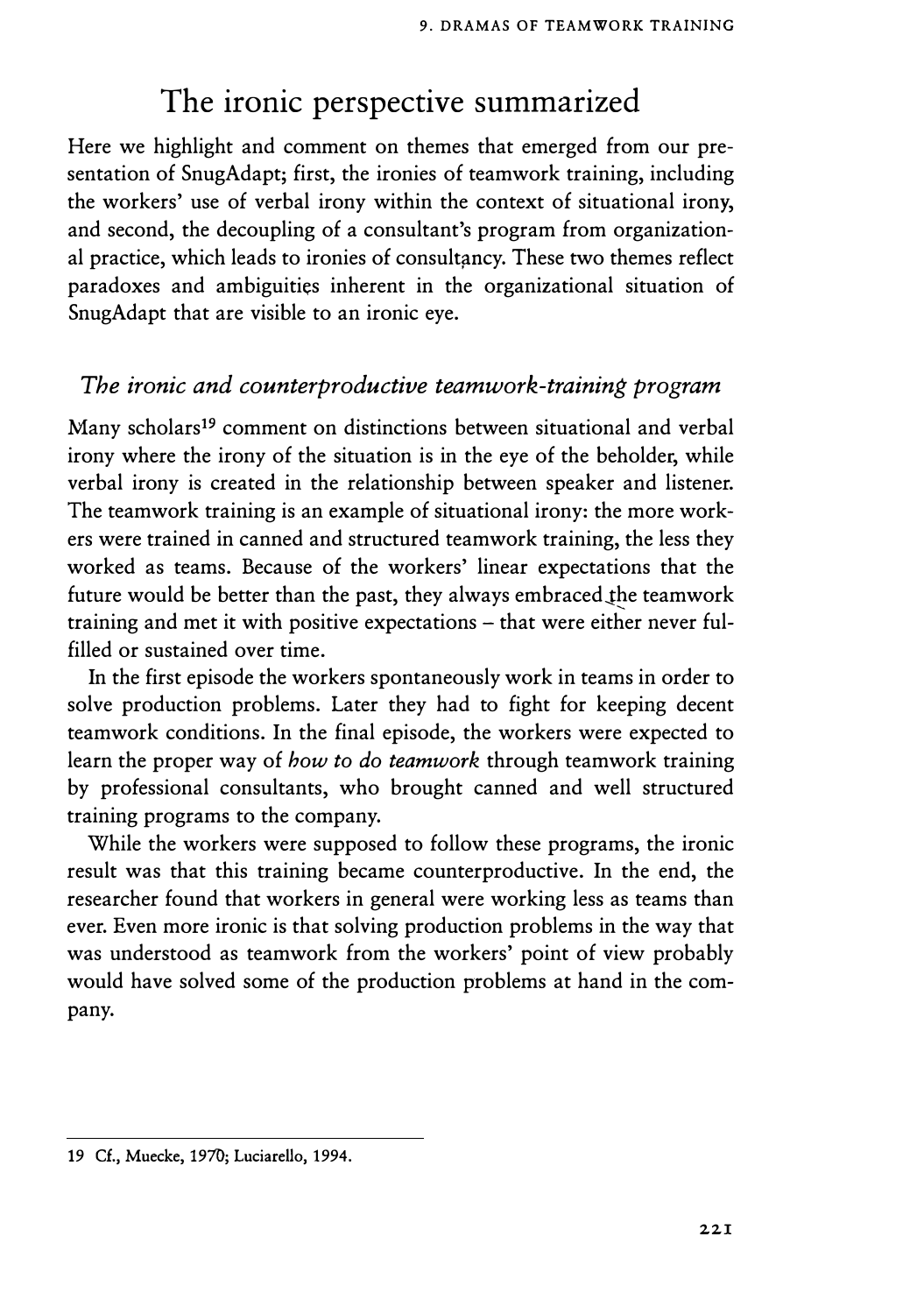## The ironic perspective summarized

Here we highlight and comment on themes that emerged from our presentation of SnugAdapt; first, the ironies of teamwork training, including the workers' use of verbal irony within the context of situational irony, and second, the decoupling of a consultant's program from organizational practice, which leads to ironies of consultancy. These two themes reflect paradoxes and ambiguities inherent in the organizational situation of SnugAdapt that are visible to an ironic eye.

### *The ironic and counterproductive teamwork-training program*

Many scholars[19] comment on distinctions between situational and verbal irony where the irony of the situation is in the eye of the beholder, while verbal irony is created in the relationship between speaker and listener. The teamwork training is an example of situational irony: the more workers were trained in canned and structured teamwork training, the less they worked as teams. Because of the workers' linear expectations that the future would be better than the past, they always embraced the teamwork training and met it with positive expectations – that were either never fulfilled or sustained over time.

In the first episode the workers spontaneously work in teams in order to solve production problems. Later they had to fight for keeping decent teamwork conditions. In the final episode, the workers were expected to learn the proper way of *how to do teamwork* through teamwork training by professional consultants, who brought canned and well structured training programs to the company.

While the workers were supposed to follow these programs, the ironic result was that this training became counterproductive. In the end, the researcher found that workers in general were working less as teams than ever. Even more ironic is that solving production problems in the way that was understood as teamwork from the workers' point of view probably would have solved some of the production problems at hand in the company.

---

19 Cf., Muecke, 1970; Luciarello, 1994.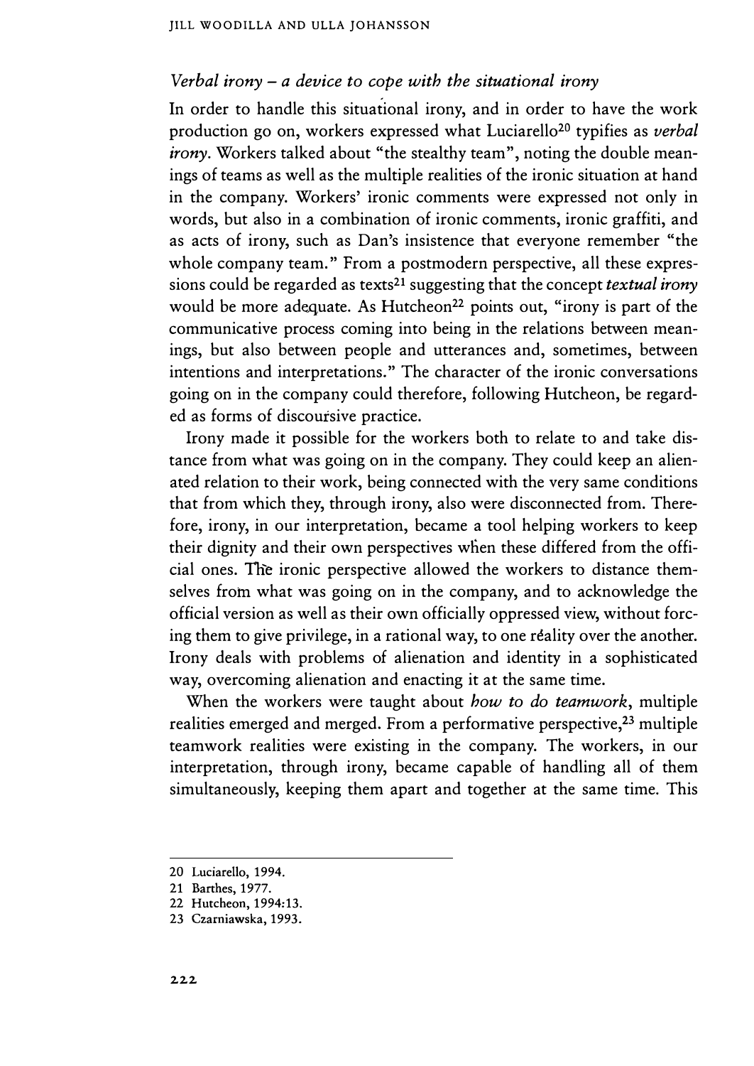*Verbal irony – a device to cope with the situational irony*

In order to handle this situational irony, and in order to have the work production go on, workers expressed what Luciarello[20] typifies as *verbal irony*. Workers talked about "the stealthy team", noting the double meanings of teams as well as the multiple realities of the ironic situation at hand in the company. Workers' ironic comments were expressed not only in words, but also in a combination of ironic comments, ironic graffiti, and as acts of irony, such as Dan's insistence that everyone remember "the whole company team." From a postmodern perspective, all these expressions could be regarded as texts[21] suggesting that the concept *textual irony* would be more adequate. As Hutcheon[22] points out, "irony is part of the communicative process coming into being in the relations between meanings, but also between people and utterances and, sometimes, between intentions and interpretations." The character of the ironic conversations going on in the company could therefore, following Hutcheon, be regarded as forms of discoursive practice.

Irony made it possible for the workers both to relate to and take distance from what was going on in the company. They could keep an alienated relation to their work, being connected with the very same conditions that from which they, through irony, also were disconnected from. Therefore, irony, in our interpretation, became a tool helping workers to keep their dignity and their own perspectives when these differed from the official ones. The ironic perspective allowed the workers to distance themselves from what was going on in the company, and to acknowledge the official version as well as their own officially oppressed view, without forcing them to give privilege, in a rational way, to one reality over the another. Irony deals with problems of alienation and identity in a sophisticated way, overcoming alienation and enacting it at the same time.

When the workers were taught about *how to do teamwork*, multiple realities emerged and merged. From a performative perspective,[23] multiple teamwork realities were existing in the company. The workers, in our interpretation, through irony, became capable of handling all of them simultaneously, keeping them apart and together at the same time. This

---

20 Luciarello, 1994.

21 Barthes, 1977.

22 Hutcheon, 1994:13.

23 Czarniawska, 1993.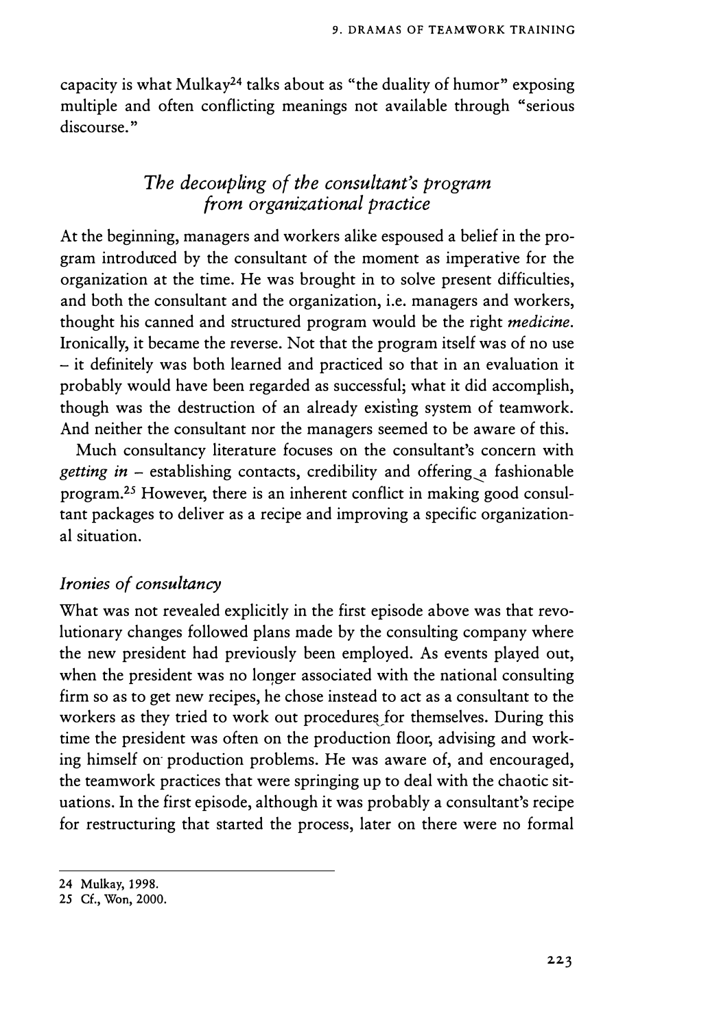capacity is what Mulkay[24] talks about as "the duality of humor" exposing multiple and often conflicting meanings not available through "serious discourse."

## *The decoupling of the consultant's program from organizational practice*

At the beginning, managers and workers alike espoused a belief in the program introduced by the consultant of the moment as imperative for the organization at the time. He was brought in to solve present difficulties, and both the consultant and the organization, i.e. managers and workers, thought his canned and structured program would be the right *medicine*. Ironically, it became the reverse. Not that the program itself was of no use – it definitely was both learned and practiced so that in an evaluation it probably would have been regarded as successful; what it did accomplish, though was the destruction of an already existing system of teamwork. And neither the consultant nor the managers seemed to be aware of this.

Much consultancy literature focuses on the consultant's concern with *getting in* – establishing contacts, credibility and offering a fashionable program.[25] However, there is an inherent conflict in making good consultant packages to deliver as a recipe and improving a specific organizational situation.

### *Ironies of consultancy*

What was not revealed explicitly in the first episode above was that revolutionary changes followed plans made by the consulting company where the new president had previously been employed. As events played out, when the president was no longer associated with the national consulting firm so as to get new recipes, he chose instead to act as a consultant to the workers as they tried to work out procedures for themselves. During this time the president was often on the production floor, advising and working himself on production problems. He was aware of, and encouraged, the teamwork practices that were springing up to deal with the chaotic situations. In the first episode, although it was probably a consultant's recipe for restructuring that started the process, later on there were no formal

---

24 Mulkay, 1998.

25 Cf., Won, 2000.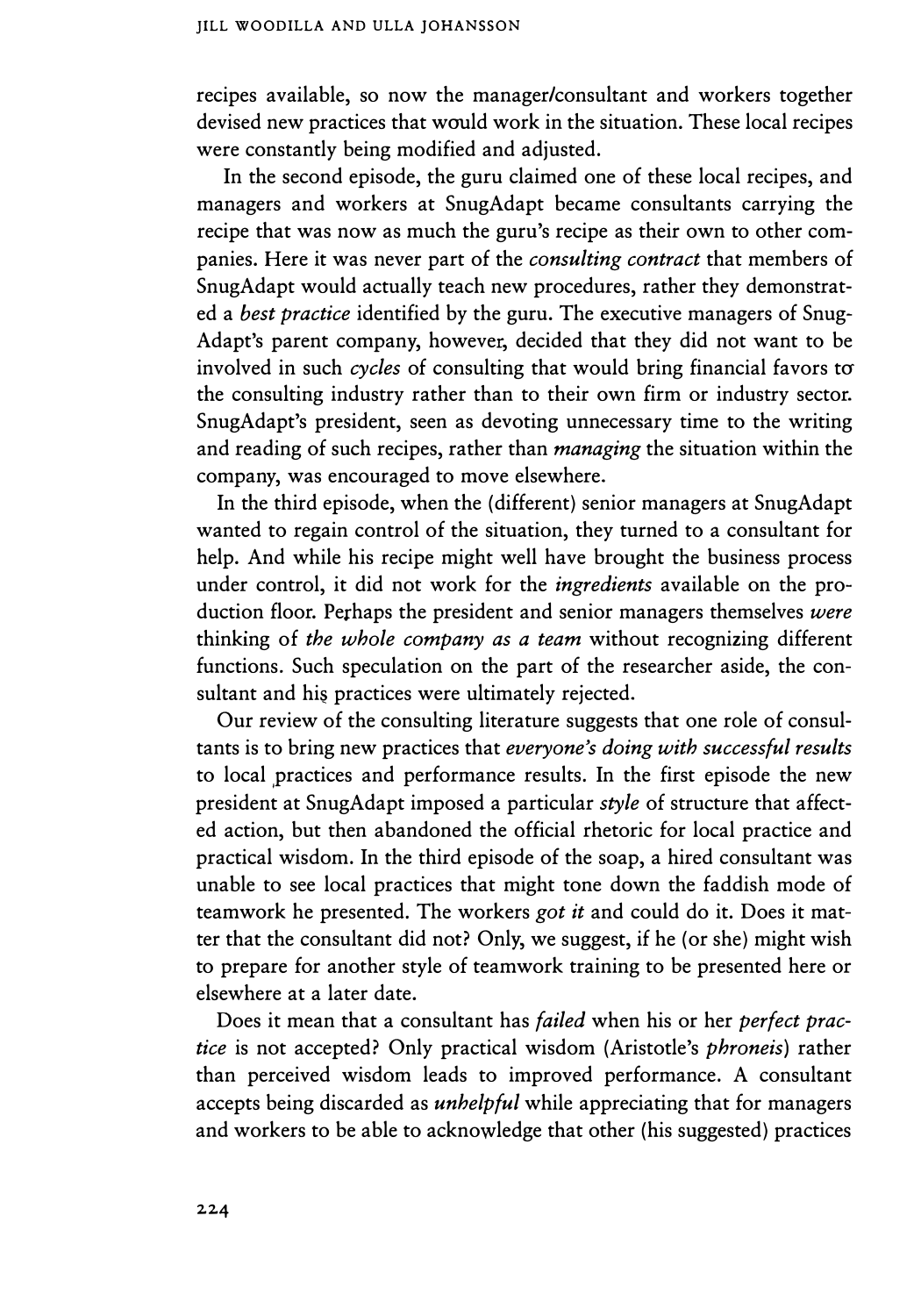recipes available, so now the manager/consultant and workers together devised new practices that would work in the situation. These local recipes were constantly being modified and adjusted.

In the second episode, the guru claimed one of these local recipes, and managers and workers at SnugAdapt became consultants carrying the recipe that was now as much the guru's recipe as their own to other companies. Here it was never part of the *consulting contract* that members of SnugAdapt would actually teach new procedures, rather they demonstrated a *best practice* identified by the guru. The executive managers of SnugAdapt's parent company, however, decided that they did not want to be involved in such *cycles* of consulting that would bring financial favors to the consulting industry rather than to their own firm or industry sector. SnugAdapt's president, seen as devoting unnecessary time to the writing and reading of such recipes, rather than *managing* the situation within the company, was encouraged to move elsewhere.

In the third episode, when the (different) senior managers at SnugAdapt wanted to regain control of the situation, they turned to a consultant for help. And while his recipe might well have brought the business process under control, it did not work for the *ingredients* available on the production floor. Perhaps the president and senior managers themselves *were* thinking of *the whole company as a team* without recognizing different functions. Such speculation on the part of the researcher aside, the consultant and his practices were ultimately rejected.

Our review of the consulting literature suggests that one role of consultants is to bring new practices that *everyone's doing with successful results* to local practices and performance results. In the first episode the new president at SnugAdapt imposed a particular *style* of structure that affected action, but then abandoned the official rhetoric for local practice and practical wisdom. In the third episode of the soap, a hired consultant was unable to see local practices that might tone down the faddish mode of teamwork he presented. The workers *got it* and could do it. Does it matter that the consultant did not? Only, we suggest, if he (or she) might wish to prepare for another style of teamwork training to be presented here or elsewhere at a later date.

Does it mean that a consultant has *failed* when his or her *perfect practice* is not accepted? Only practical wisdom (Aristotle's *phroneis*) rather than perceived wisdom leads to improved performance. A consultant accepts being discarded as *unhelpful* while appreciating that for managers and workers to be able to acknowledge that other (his suggested) practices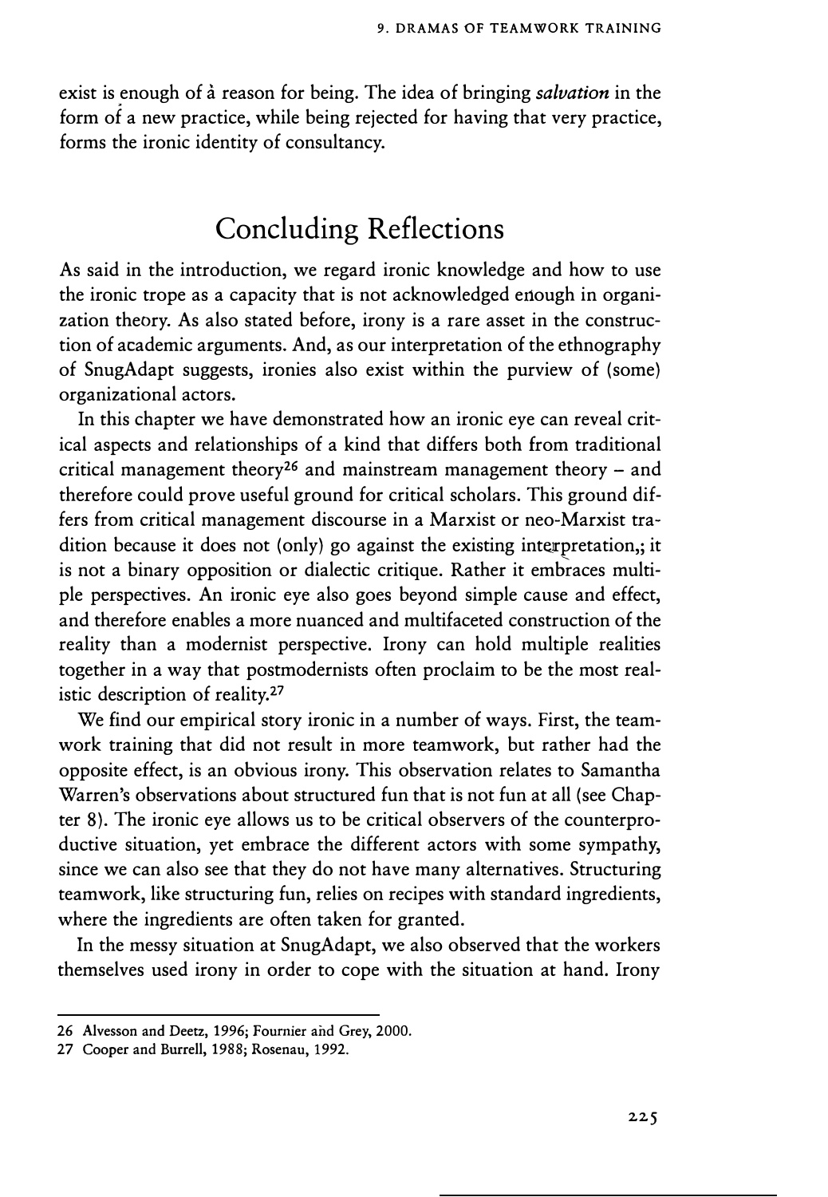exist is enough of a reason for being. The idea of bringing *salvation* in the form of a new practice, while being rejected for having that very practice, forms the ironic identity of consultancy.

## Concluding Reflections

As said in the introduction, we regard ironic knowledge and how to use the ironic trope as a capacity that is not acknowledged enough in organization theory. As also stated before, irony is a rare asset in the construction of academic arguments. And, as our interpretation of the ethnography of SnugAdapt suggests, ironies also exist within the purview of (some) organizational actors.

In this chapter we have demonstrated how an ironic eye can reveal critical aspects and relationships of a kind that differs both from traditional critical management theory[26] and mainstream management theory – and therefore could prove useful ground for critical scholars. This ground differs from critical management discourse in a Marxist or neo-Marxist tradition because it does not (only) go against the existing interpretation,; it is not a binary opposition or dialectic critique. Rather it embraces multiple perspectives. An ironic eye also goes beyond simple cause and effect, and therefore enables a more nuanced and multifaceted construction of the reality than a modernist perspective. Irony can hold multiple realities together in a way that postmodernists often proclaim to be the most realistic description of reality.[27]

We find our empirical story ironic in a number of ways. First, the teamwork training that did not result in more teamwork, but rather had the opposite effect, is an obvious irony. This observation relates to Samantha Warren's observations about structured fun that is not fun at all (see Chapter 8). The ironic eye allows us to be critical observers of the counterproductive situation, yet embrace the different actors with some sympathy, since we can also see that they do not have many alternatives. Structuring teamwork, like structuring fun, relies on recipes with standard ingredients, where the ingredients are often taken for granted.

In the messy situation at SnugAdapt, we also observed that the workers themselves used irony in order to cope with the situation at hand. Irony

---

26 Alvesson and Deetz, 1996; Fournier and Grey, 2000.

27 Cooper and Burrell, 1988; Rosenau, 1992.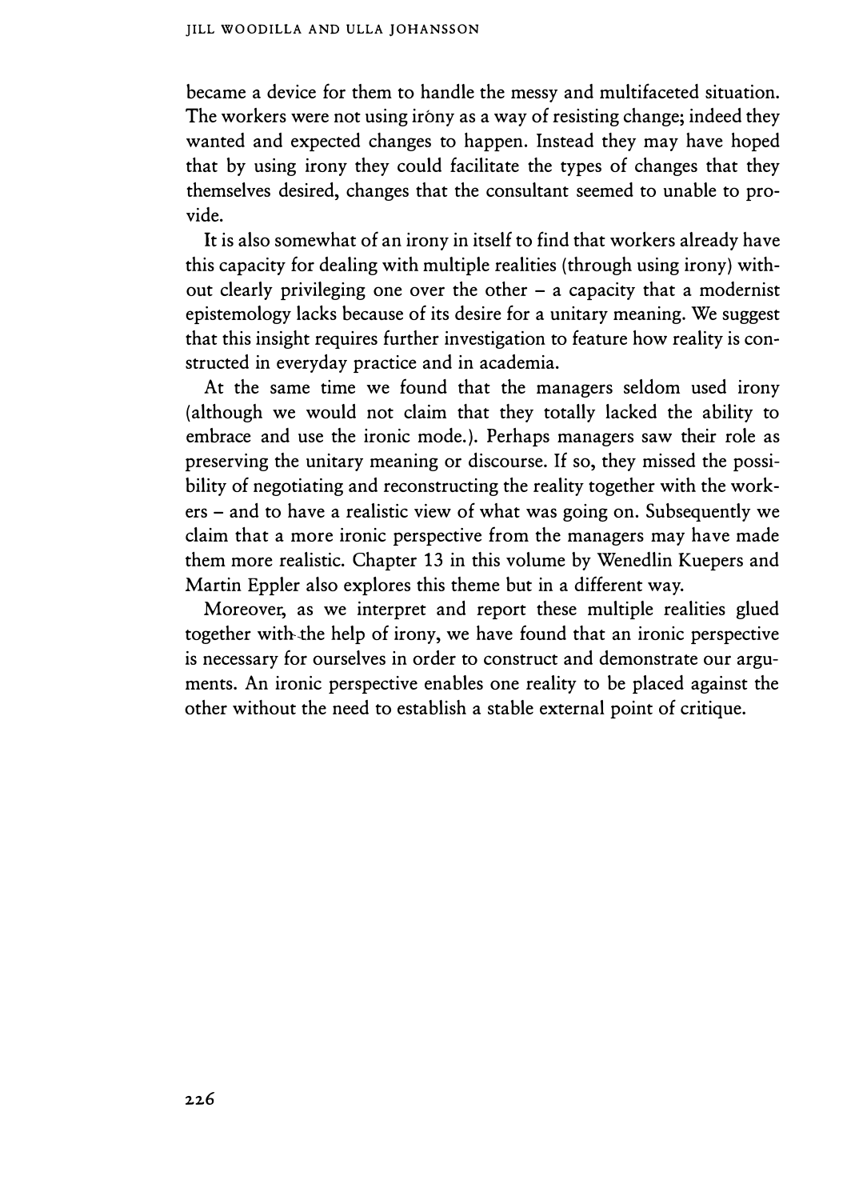became a device for them to handle the messy and multifaceted situation. The workers were not using irony as a way of resisting change; indeed they wanted and expected changes to happen. Instead they may have hoped that by using irony they could facilitate the types of changes that they themselves desired, changes that the consultant seemed to unable to provide.

It is also somewhat of an irony in itself to find that workers already have this capacity for dealing with multiple realities (through using irony) without clearly privileging one over the other – a capacity that a modernist epistemology lacks because of its desire for a unitary meaning. We suggest that this insight requires further investigation to feature how reality is constructed in everyday practice and in academia.

At the same time we found that the managers seldom used irony (although we would not claim that they totally lacked the ability to embrace and use the ironic mode.). Perhaps managers saw their role as preserving the unitary meaning or discourse. If so, they missed the possibility of negotiating and reconstructing the reality together with the workers – and to have a realistic view of what was going on. Subsequently we claim that a more ironic perspective from the managers may have made them more realistic. Chapter 13 in this volume by Wenedlin Kuepers and Martin Eppler also explores this theme but in a different way.

Moreover, as we interpret and report these multiple realities glued together with the help of irony, we have found that an ironic perspective is necessary for ourselves in order to construct and demonstrate our arguments. An ironic perspective enables one reality to be placed against the other without the need to establish a stable external point of critique.